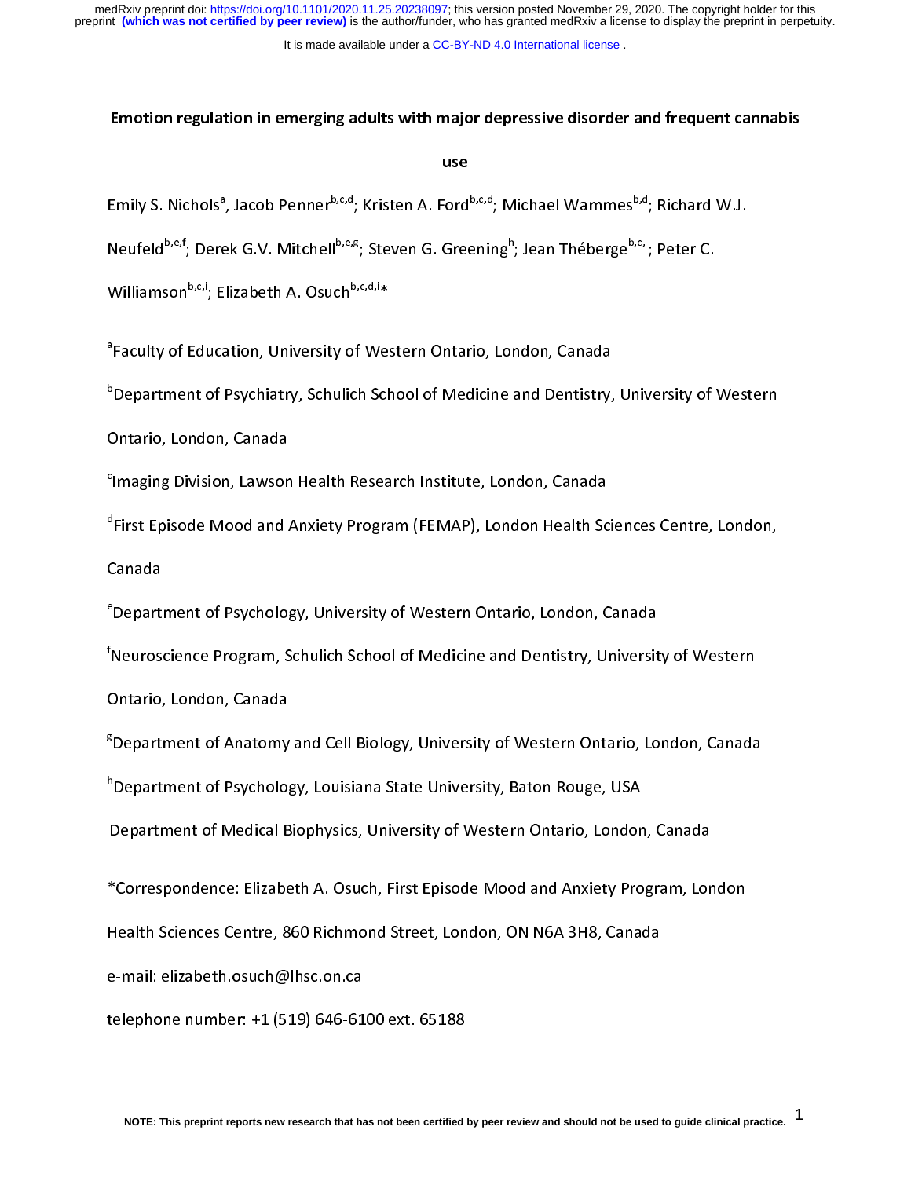# Emotion regulation in emerging adults with major depressive disorder and frequent cannabis use

Emily S. Nichols[a], Jacob Penner[b,c,d]; Kristen A. Ford[b,c,d]; Michael Wammes[b,d]; Richard W.J. Neufeld[b,e,f]; Derek G.V. Mitchell[b,e,g]; Steven G. Greening[h]; Jean Théberge[b,c,i]; Peter C. Williamson[b,c,i]; Elizabeth A. Osuch[b,c,d,i]*

[a]Faculty of Education, University of Western Ontario, London, Canada

[b]Department of Psychiatry, Schulich School of Medicine and Dentistry, University of Western Ontario, London, Canada

[c]Imaging Division, Lawson Health Research Institute, London, Canada

[d]First Episode Mood and Anxiety Program (FEMAP), London Health Sciences Centre, London, Canada

[e]Department of Psychology, University of Western Ontario, London, Canada

[f]Neuroscience Program, Schulich School of Medicine and Dentistry, University of Western Ontario, London, Canada

[g]Department of Anatomy and Cell Biology, University of Western Ontario, London, Canada

[h]Department of Psychology, Louisiana State University, Baton Rouge, USA

[i]Department of Medical Biophysics, University of Western Ontario, London, Canada

*Correspondence: Elizabeth A. Osuch, First Episode Mood and Anxiety Program, London Health Sciences Centre, 860 Richmond Street, London, ON N6A 3H8, Canada

e-mail: elizabeth.osuch@lhsc.on.ca

telephone number: +1 (519) 646-6100 ext. 65188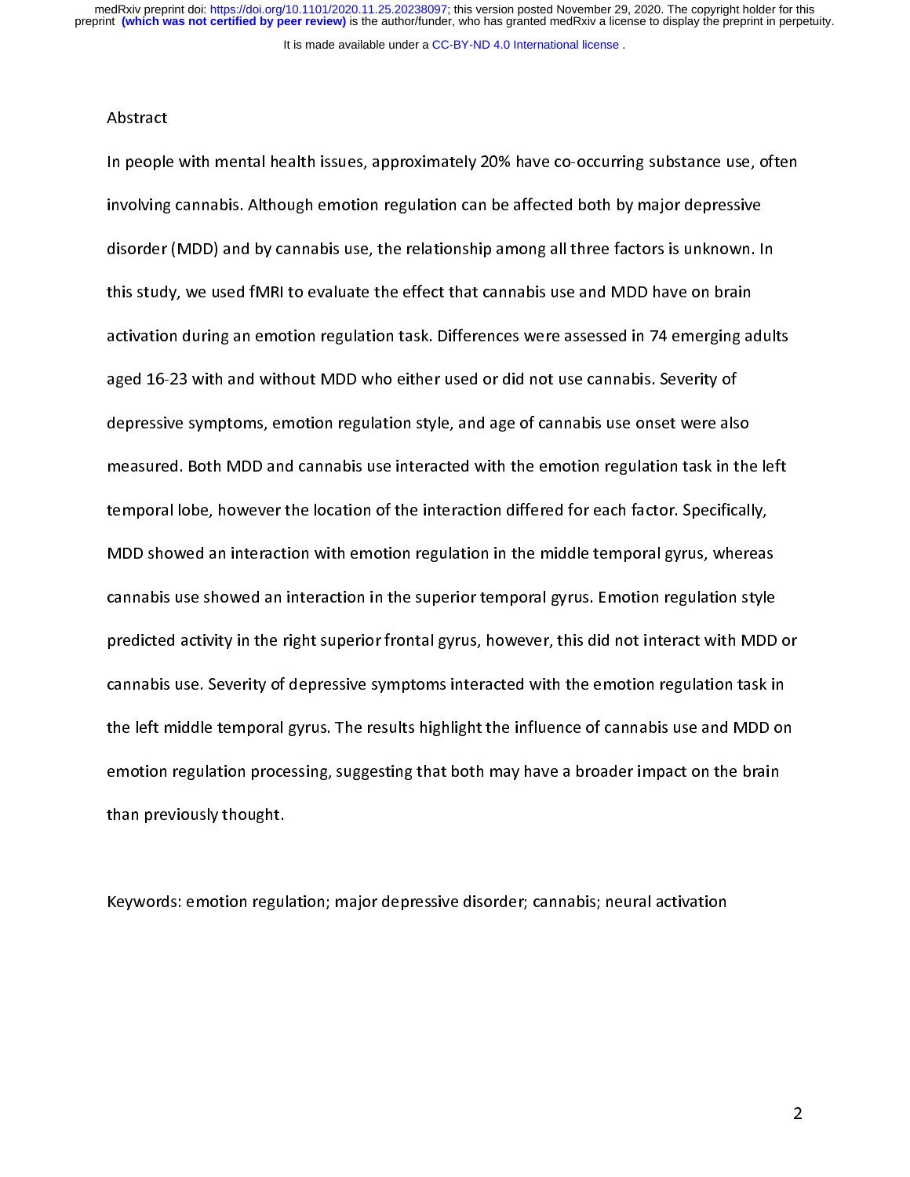## Abstract

In people with mental health issues, approximately 20% have co-occurring substance use, often involving cannabis. Although emotion regulation can be affected both by major depressive disorder (MDD) and by cannabis use, the relationship among all three factors is unknown. In this study, we used fMRI to evaluate the effect that cannabis use and MDD have on brain activation during an emotion regulation task. Differences were assessed in 74 emerging adults aged 16-23 with and without MDD who either used or did not use cannabis. Severity of depressive symptoms, emotion regulation style, and age of cannabis use onset were also measured. Both MDD and cannabis use interacted with the emotion regulation task in the left temporal lobe, however the location of the interaction differed for each factor. Specifically, MDD showed an interaction with emotion regulation in the middle temporal gyrus, whereas cannabis use showed an interaction in the superior temporal gyrus. Emotion regulation style predicted activity in the right superior frontal gyrus, however, this did not interact with MDD or cannabis use. Severity of depressive symptoms interacted with the emotion regulation task in the left middle temporal gyrus. The results highlight the influence of cannabis use and MDD on emotion regulation processing, suggesting that both may have a broader impact on the brain than previously thought.

Keywords: emotion regulation; major depressive disorder; cannabis; neural activation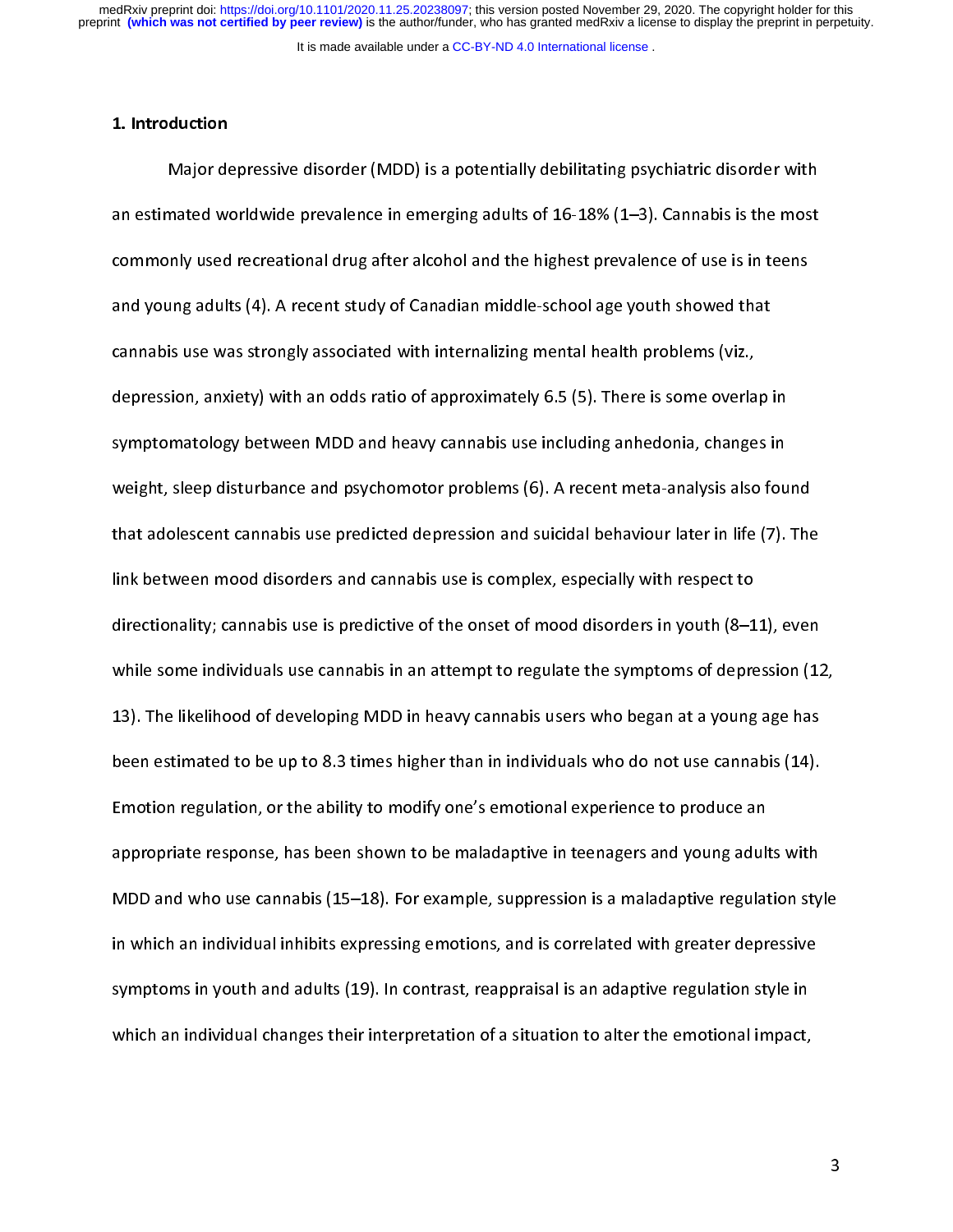## 1. Introduction

Major depressive disorder (MDD) is a potentially debilitating psychiatric disorder with an estimated worldwide prevalence in emerging adults of 16-18% (1–3). Cannabis is the most commonly used recreational drug after alcohol and the highest prevalence of use is in teens and young adults (4). A recent study of Canadian middle-school age youth showed that cannabis use was strongly associated with internalizing mental health problems (viz., depression, anxiety) with an odds ratio of approximately 6.5 (5). There is some overlap in symptomatology between MDD and heavy cannabis use including anhedonia, changes in weight, sleep disturbance and psychomotor problems (6). A recent meta-analysis also found that adolescent cannabis use predicted depression and suicidal behaviour later in life (7). The link between mood disorders and cannabis use is complex, especially with respect to directionality; cannabis use is predictive of the onset of mood disorders in youth (8–11), even while some individuals use cannabis in an attempt to regulate the symptoms of depression (12, 13). The likelihood of developing MDD in heavy cannabis users who began at a young age has been estimated to be up to 8.3 times higher than in individuals who do not use cannabis (14). Emotion regulation, or the ability to modify one's emotional experience to produce an appropriate response, has been shown to be maladaptive in teenagers and young adults with MDD and who use cannabis (15–18). For example, suppression is a maladaptive regulation style in which an individual inhibits expressing emotions, and is correlated with greater depressive symptoms in youth and adults (19). In contrast, reappraisal is an adaptive regulation style in which an individual changes their interpretation of a situation to alter the emotional impact,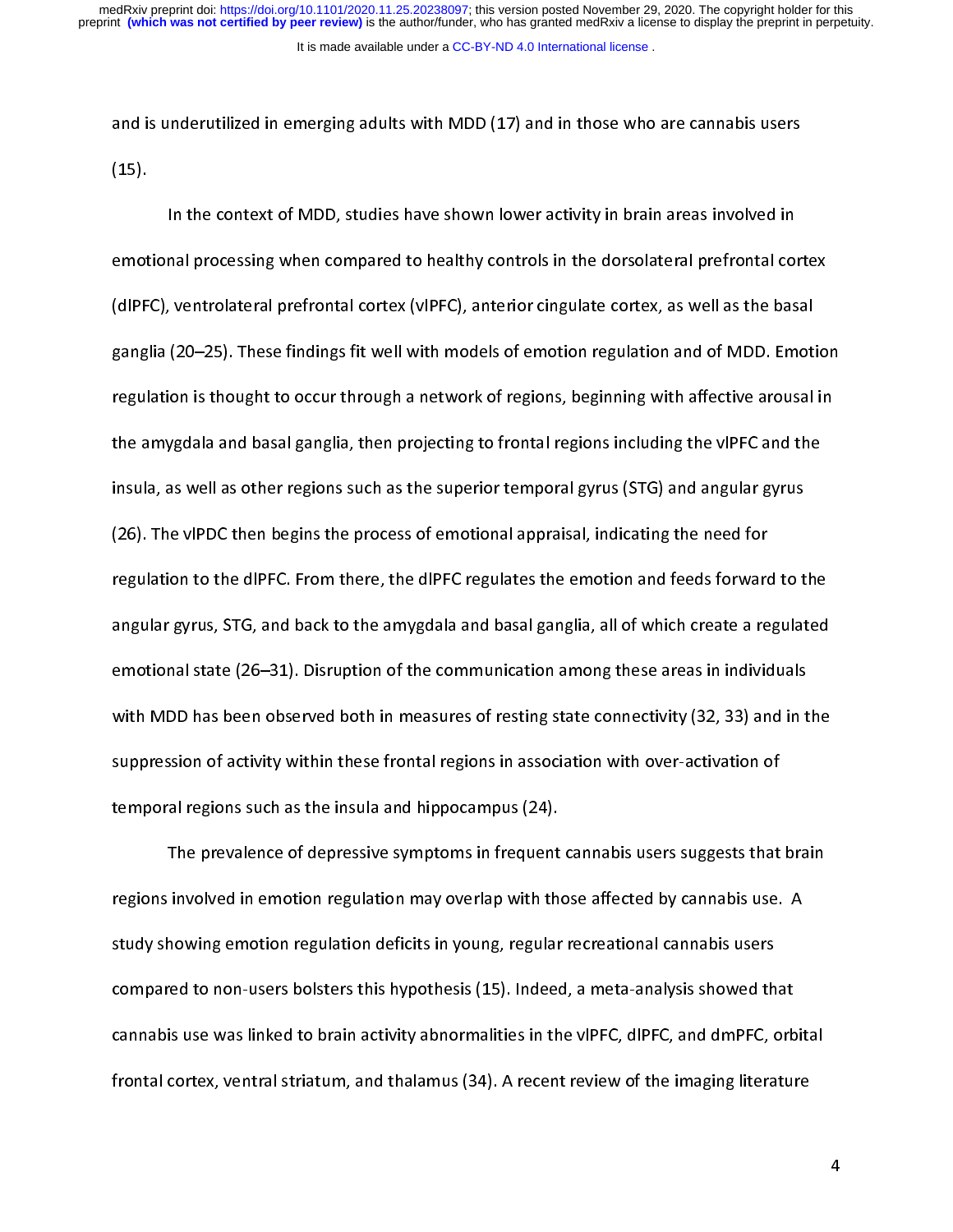and is underutilized in emerging adults with MDD (17) and in those who are cannabis users (15).

In the context of MDD, studies have shown lower activity in brain areas involved in emotional processing when compared to healthy controls in the dorsolateral prefrontal cortex (dlPFC), ventrolateral prefrontal cortex (vlPFC), anterior cingulate cortex, as well as the basal ganglia (20–25). These findings fit well with models of emotion regulation and of MDD. Emotion regulation is thought to occur through a network of regions, beginning with affective arousal in the amygdala and basal ganglia, then projecting to frontal regions including the vlPFC and the insula, as well as other regions such as the superior temporal gyrus (STG) and angular gyrus (26). The vlPDC then begins the process of emotional appraisal, indicating the need for regulation to the dlPFC. From there, the dlPFC regulates the emotion and feeds forward to the angular gyrus, STG, and back to the amygdala and basal ganglia, all of which create a regulated emotional state (26–31). Disruption of the communication among these areas in individuals with MDD has been observed both in measures of resting state connectivity (32, 33) and in the suppression of activity within these frontal regions in association with over-activation of temporal regions such as the insula and hippocampus (24).

The prevalence of depressive symptoms in frequent cannabis users suggests that brain regions involved in emotion regulation may overlap with those affected by cannabis use. A study showing emotion regulation deficits in young, regular recreational cannabis users compared to non-users bolsters this hypothesis (15). Indeed, a meta-analysis showed that cannabis use was linked to brain activity abnormalities in the vlPFC, dlPFC, and dmPFC, orbital frontal cortex, ventral striatum, and thalamus (34). A recent review of the imaging literature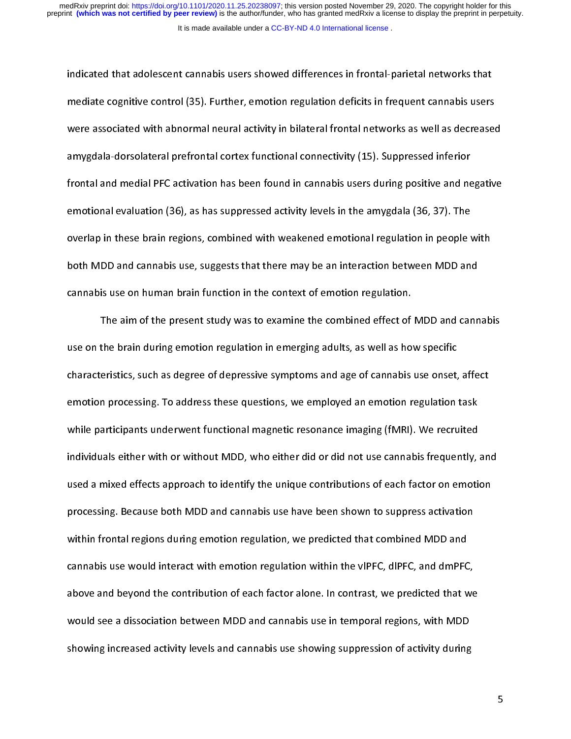indicated that adolescent cannabis users showed differences in frontal-parietal networks that mediate cognitive control (35). Further, emotion regulation deficits in frequent cannabis users were associated with abnormal neural activity in bilateral frontal networks as well as decreased amygdala-dorsolateral prefrontal cortex functional connectivity (15). Suppressed inferior frontal and medial PFC activation has been found in cannabis users during positive and negative emotional evaluation (36), as has suppressed activity levels in the amygdala (36, 37). The overlap in these brain regions, combined with weakened emotional regulation in people with both MDD and cannabis use, suggests that there may be an interaction between MDD and cannabis use on human brain function in the context of emotion regulation.

The aim of the present study was to examine the combined effect of MDD and cannabis use on the brain during emotion regulation in emerging adults, as well as how specific characteristics, such as degree of depressive symptoms and age of cannabis use onset, affect emotion processing. To address these questions, we employed an emotion regulation task while participants underwent functional magnetic resonance imaging (fMRI). We recruited individuals either with or without MDD, who either did or did not use cannabis frequently, and used a mixed effects approach to identify the unique contributions of each factor on emotion processing. Because both MDD and cannabis use have been shown to suppress activation within frontal regions during emotion regulation, we predicted that combined MDD and cannabis use would interact with emotion regulation within the vlPFC, dlPFC, and dmPFC, above and beyond the contribution of each factor alone. In contrast, we predicted that we would see a dissociation between MDD and cannabis use in temporal regions, with MDD showing increased activity levels and cannabis use showing suppression of activity during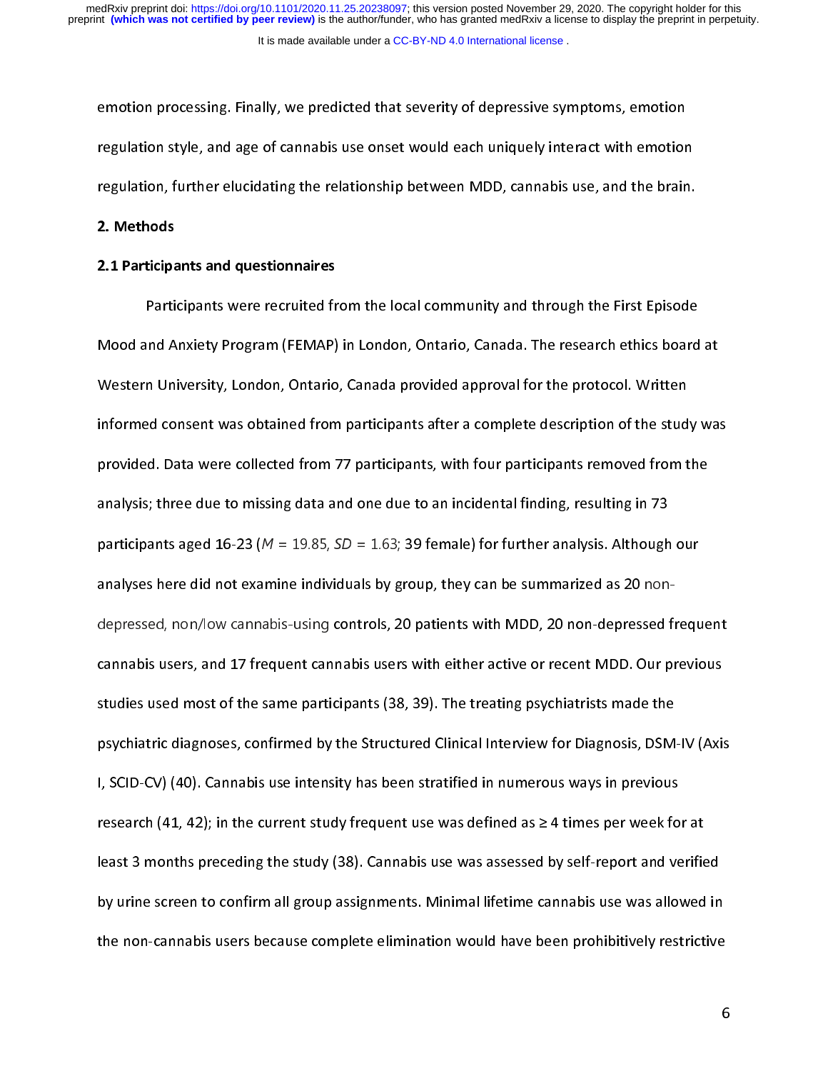emotion processing. Finally, we predicted that severity of depressive symptoms, emotion regulation style, and age of cannabis use onset would each uniquely interact with emotion regulation, further elucidating the relationship between MDD, cannabis use, and the brain.

## 2. Methods

### 2.1 Participants and questionnaires

Participants were recruited from the local community and through the First Episode Mood and Anxiety Program (FEMAP) in London, Ontario, Canada. The research ethics board at Western University, London, Ontario, Canada provided approval for the protocol. Written informed consent was obtained from participants after a complete description of the study was provided. Data were collected from 77 participants, with four participants removed from the analysis; three due to missing data and one due to an incidental finding, resulting in 73 participants aged 16-23 ($M$ = 19.85, $SD$ = 1.63; 39 female) for further analysis. Although our analyses here did not examine individuals by group, they can be summarized as 20 non-depressed, non/low cannabis-using controls, 20 patients with MDD, 20 non-depressed frequent cannabis users, and 17 frequent cannabis users with either active or recent MDD. Our previous studies used most of the same participants (38, 39). The treating psychiatrists made the psychiatric diagnoses, confirmed by the Structured Clinical Interview for Diagnosis, DSM-IV (Axis I, SCID-CV) (40). Cannabis use intensity has been stratified in numerous ways in previous research (41, 42); in the current study frequent use was defined as ≥ 4 times per week for at least 3 months preceding the study (38). Cannabis use was assessed by self-report and verified by urine screen to confirm all group assignments. Minimal lifetime cannabis use was allowed in the non-cannabis users because complete elimination would have been prohibitively restrictive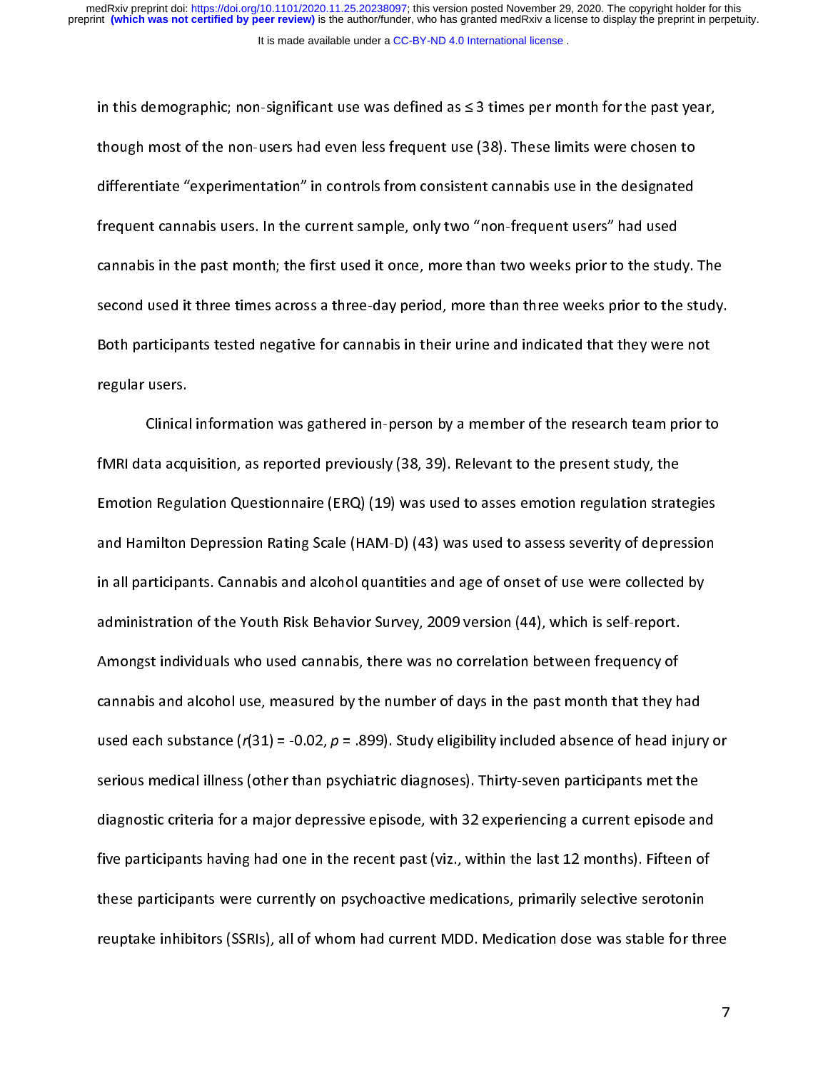in this demographic; non-significant use was defined as ≤ 3 times per month for the past year, though most of the non-users had even less frequent use (38). These limits were chosen to differentiate "experimentation" in controls from consistent cannabis use in the designated frequent cannabis users. In the current sample, only two "non-frequent users" had used cannabis in the past month; the first used it once, more than two weeks prior to the study. The second used it three times across a three-day period, more than three weeks prior to the study. Both participants tested negative for cannabis in their urine and indicated that they were not regular users.

Clinical information was gathered in-person by a member of the research team prior to fMRI data acquisition, as reported previously (38, 39). Relevant to the present study, the Emotion Regulation Questionnaire (ERQ) (19) was used to asses emotion regulation strategies and Hamilton Depression Rating Scale (HAM-D) (43) was used to assess severity of depression in all participants. Cannabis and alcohol quantities and age of onset of use were collected by administration of the Youth Risk Behavior Survey, 2009 version (44), which is self-report. Amongst individuals who used cannabis, there was no correlation between frequency of cannabis and alcohol use, measured by the number of days in the past month that they had used each substance ($r(31) = -0.02$, $p = .899$). Study eligibility included absence of head injury or serious medical illness (other than psychiatric diagnoses). Thirty-seven participants met the diagnostic criteria for a major depressive episode, with 32 experiencing a current episode and five participants having had one in the recent past (viz., within the last 12 months). Fifteen of these participants were currently on psychoactive medications, primarily selective serotonin reuptake inhibitors (SSRIs), all of whom had current MDD. Medication dose was stable for three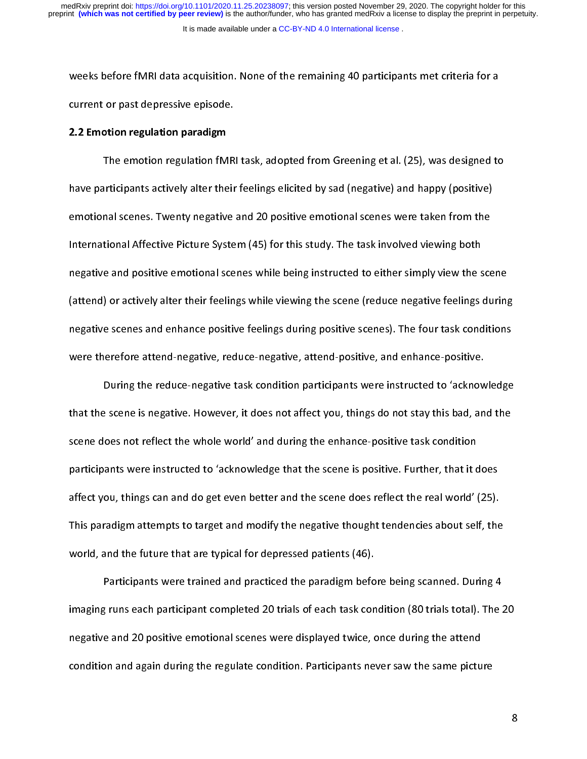weeks before fMRI data acquisition. None of the remaining 40 participants met criteria for a current or past depressive episode.

### 2.2 Emotion regulation paradigm

The emotion regulation fMRI task, adopted from Greening et al. (25), was designed to have participants actively alter their feelings elicited by sad (negative) and happy (positive) emotional scenes. Twenty negative and 20 positive emotional scenes were taken from the International Affective Picture System (45) for this study. The task involved viewing both negative and positive emotional scenes while being instructed to either simply view the scene (attend) or actively alter their feelings while viewing the scene (reduce negative feelings during negative scenes and enhance positive feelings during positive scenes). The four task conditions were therefore attend-negative, reduce-negative, attend-positive, and enhance-positive.

During the reduce-negative task condition participants were instructed to 'acknowledge that the scene is negative. However, it does not affect you, things do not stay this bad, and the scene does not reflect the whole world' and during the enhance-positive task condition participants were instructed to 'acknowledge that the scene is positive. Further, that it does affect you, things can and do get even better and the scene does reflect the real world' (25). This paradigm attempts to target and modify the negative thought tendencies about self, the world, and the future that are typical for depressed patients (46).

Participants were trained and practiced the paradigm before being scanned. During 4 imaging runs each participant completed 20 trials of each task condition (80 trials total). The 20 negative and 20 positive emotional scenes were displayed twice, once during the attend condition and again during the regulate condition. Participants never saw the same picture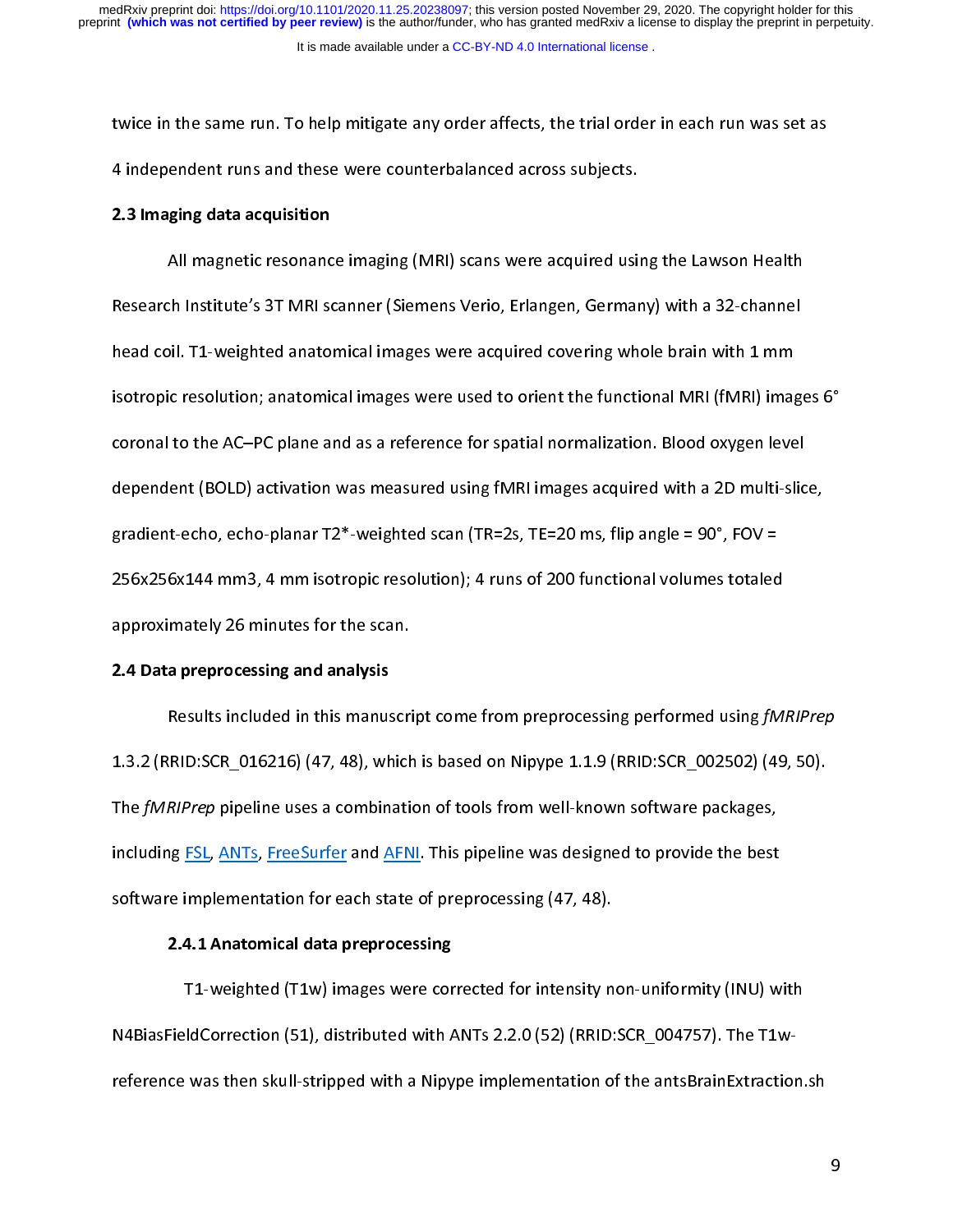twice in the same run. To help mitigate any order affects, the trial order in each run was set as 4 independent runs and these were counterbalanced across subjects.

## 2.3 Imaging data acquisition

All magnetic resonance imaging (MRI) scans were acquired using the Lawson Health Research Institute's 3T MRI scanner (Siemens Verio, Erlangen, Germany) with a 32-channel head coil. T1-weighted anatomical images were acquired covering whole brain with 1 mm isotropic resolution; anatomical images were used to orient the functional MRI (fMRI) images 6° coronal to the AC–PC plane and as a reference for spatial normalization. Blood oxygen level dependent (BOLD) activation was measured using fMRI images acquired with a 2D multi-slice, gradient-echo, echo-planar T2*-weighted scan (TR=2s, TE=20 ms, flip angle = 90°, FOV = 256x256x144 mm3, 4 mm isotropic resolution); 4 runs of 200 functional volumes totaled approximately 26 minutes for the scan.

## 2.4 Data preprocessing and analysis

Results included in this manuscript come from preprocessing performed using *fMRIPrep* 1.3.2 (RRID:SCR_016216) (47, 48), which is based on Nipype 1.1.9 (RRID:SCR_002502) (49, 50). The *fMRIPrep* pipeline uses a combination of tools from well-known software packages, including FSL, ANTs, FreeSurfer and AFNI. This pipeline was designed to provide the best software implementation for each state of preprocessing (47, 48).

### 2.4.1 Anatomical data preprocessing

T1-weighted (T1w) images were corrected for intensity non-uniformity (INU) with N4BiasFieldCorrection (51), distributed with ANTs 2.2.0 (52) (RRID:SCR_004757). The T1w-reference was then skull-stripped with a Nipype implementation of the antsBrainExtraction.sh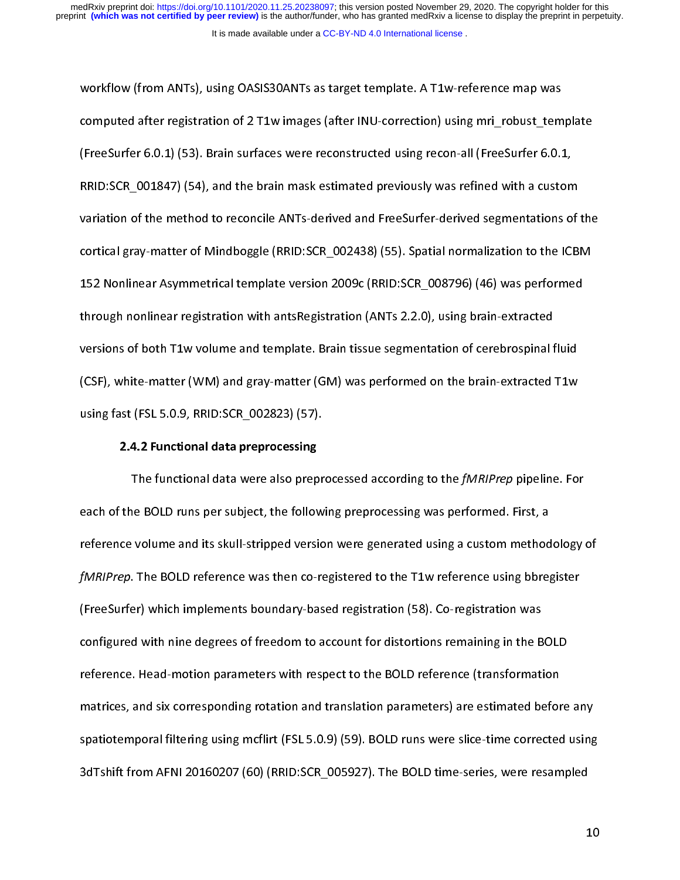workflow (from ANTs), using OASIS30ANTs as target template. A T1w-reference map was computed after registration of 2 T1w images (after INU-correction) using mri_robust_template (FreeSurfer 6.0.1) (53). Brain surfaces were reconstructed using recon-all (FreeSurfer 6.0.1, RRID:SCR_001847) (54), and the brain mask estimated previously was refined with a custom variation of the method to reconcile ANTs-derived and FreeSurfer-derived segmentations of the cortical gray-matter of Mindboggle (RRID:SCR_002438) (55). Spatial normalization to the ICBM 152 Nonlinear Asymmetrical template version 2009c (RRID:SCR_008796) (46) was performed through nonlinear registration with antsRegistration (ANTs 2.2.0), using brain-extracted versions of both T1w volume and template. Brain tissue segmentation of cerebrospinal fluid (CSF), white-matter (WM) and gray-matter (GM) was performed on the brain-extracted T1w using fast (FSL 5.0.9, RRID:SCR_002823) (57).

### 2.4.2 Functional data preprocessing

The functional data were also preprocessed according to the *fMRIPrep* pipeline. For each of the BOLD runs per subject, the following preprocessing was performed. First, a reference volume and its skull-stripped version were generated using a custom methodology of *fMRIPrep*. The BOLD reference was then co-registered to the T1w reference using bbregister (FreeSurfer) which implements boundary-based registration (58). Co-registration was configured with nine degrees of freedom to account for distortions remaining in the BOLD reference. Head-motion parameters with respect to the BOLD reference (transformation matrices, and six corresponding rotation and translation parameters) are estimated before any spatiotemporal filtering using mcflirt (FSL 5.0.9) (59). BOLD runs were slice-time corrected using 3dTshift from AFNI 20160207 (60) (RRID:SCR_005927). The BOLD time-series, were resampled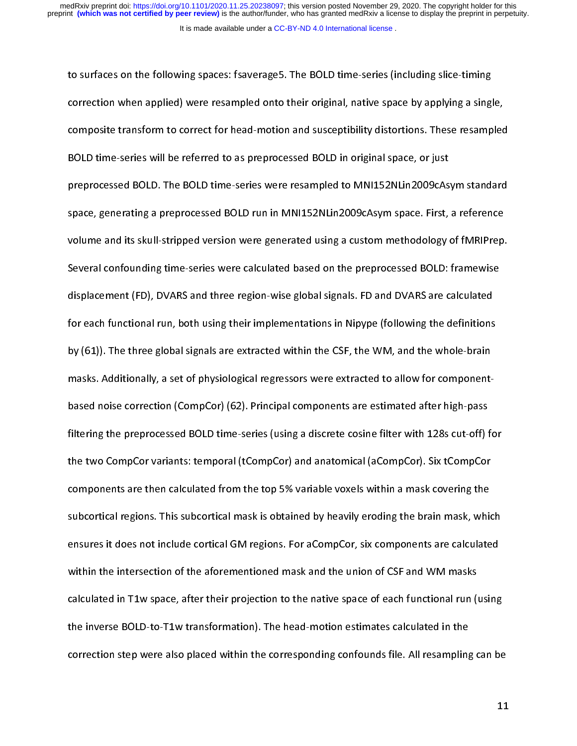to surfaces on the following spaces: fsaverage5. The BOLD time-series (including slice-timing correction when applied) were resampled onto their original, native space by applying a single, composite transform to correct for head-motion and susceptibility distortions. These resampled BOLD time-series will be referred to as preprocessed BOLD in original space, or just preprocessed BOLD. The BOLD time-series were resampled to MNI152NLin2009cAsym standard space, generating a preprocessed BOLD run in MNI152NLin2009cAsym space. First, a reference volume and its skull-stripped version were generated using a custom methodology of fMRIPrep. Several confounding time-series were calculated based on the preprocessed BOLD: framewise displacement (FD), DVARS and three region-wise global signals. FD and DVARS are calculated for each functional run, both using their implementations in Nipype (following the definitions by (61)). The three global signals are extracted within the CSF, the WM, and the whole-brain masks. Additionally, a set of physiological regressors were extracted to allow for component-based noise correction (CompCor) (62). Principal components are estimated after high-pass filtering the preprocessed BOLD time-series (using a discrete cosine filter with 128s cut-off) for the two CompCor variants: temporal (tCompCor) and anatomical (aCompCor). Six tCompCor components are then calculated from the top 5% variable voxels within a mask covering the subcortical regions. This subcortical mask is obtained by heavily eroding the brain mask, which ensures it does not include cortical GM regions. For aCompCor, six components are calculated within the intersection of the aforementioned mask and the union of CSF and WM masks calculated in T1w space, after their projection to the native space of each functional run (using the inverse BOLD-to-T1w transformation). The head-motion estimates calculated in the correction step were also placed within the corresponding confounds file. All resampling can be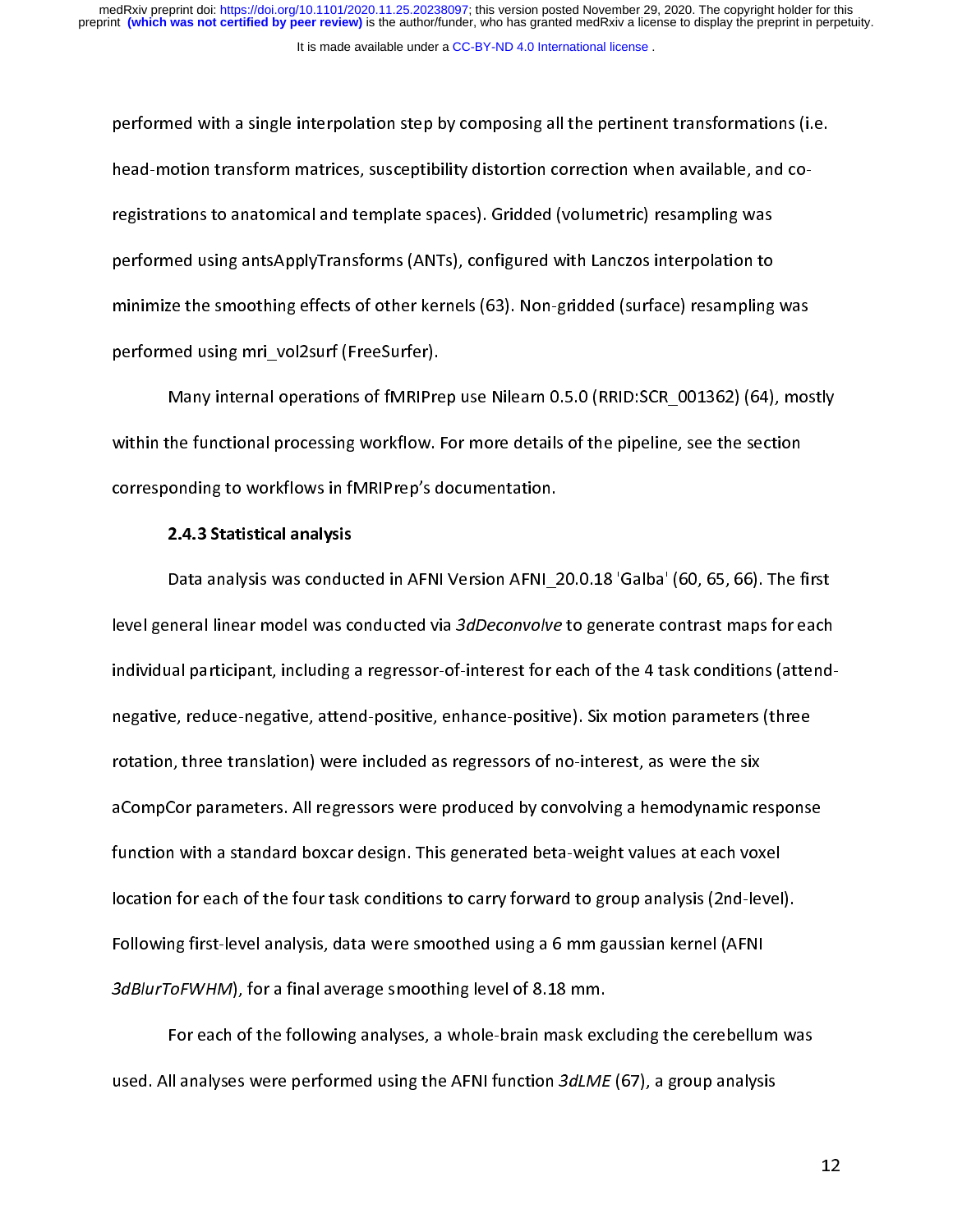performed with a single interpolation step by composing all the pertinent transformations (i.e. head-motion transform matrices, susceptibility distortion correction when available, and co-registrations to anatomical and template spaces). Gridded (volumetric) resampling was performed using antsApplyTransforms (ANTs), configured with Lanczos interpolation to minimize the smoothing effects of other kernels (63). Non-gridded (surface) resampling was performed using mri_vol2surf (FreeSurfer).

Many internal operations of fMRIPrep use Nilearn 0.5.0 (RRID:SCR_001362) (64), mostly within the functional processing workflow. For more details of the pipeline, see the section corresponding to workflows in fMRIPrep's documentation.

### 2.4.3 Statistical analysis

Data analysis was conducted in AFNI Version AFNI_20.0.18 'Galba' (60, 65, 66). The first level general linear model was conducted via *3dDeconvolve* to generate contrast maps for each individual participant, including a regressor-of-interest for each of the 4 task conditions (attend-negative, reduce-negative, attend-positive, enhance-positive). Six motion parameters (three rotation, three translation) were included as regressors of no-interest, as were the six aCompCor parameters. All regressors were produced by convolving a hemodynamic response function with a standard boxcar design. This generated beta-weight values at each voxel location for each of the four task conditions to carry forward to group analysis (2nd-level). Following first-level analysis, data were smoothed using a 6 mm gaussian kernel (AFNI *3dBlurToFWHM*), for a final average smoothing level of 8.18 mm.

For each of the following analyses, a whole-brain mask excluding the cerebellum was used. All analyses were performed using the AFNI function *3dLME* (67), a group analysis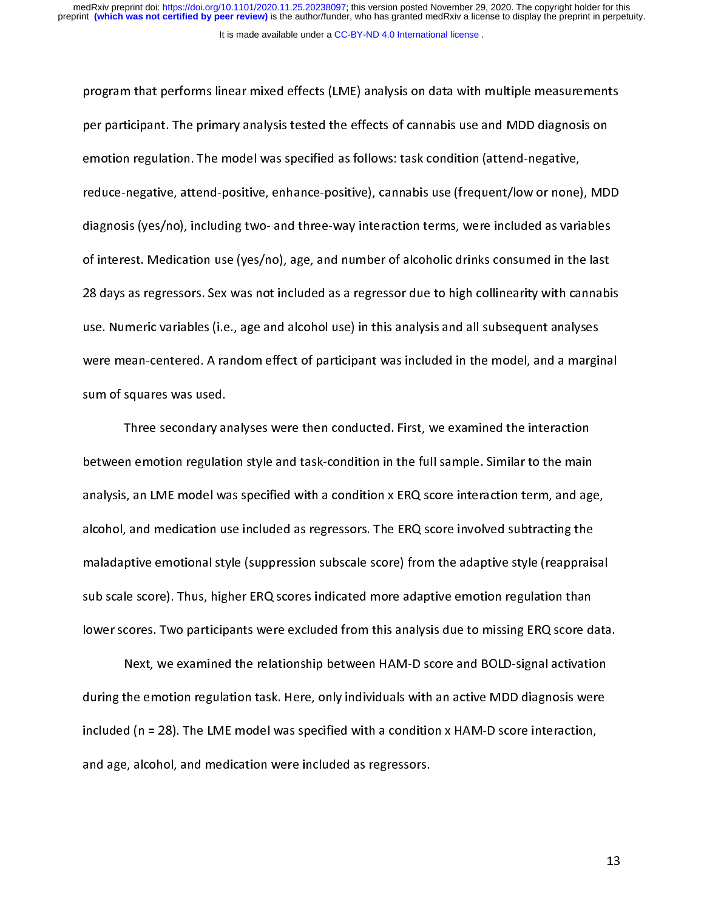program that performs linear mixed effects (LME) analysis on data with multiple measurements per participant. The primary analysis tested the effects of cannabis use and MDD diagnosis on emotion regulation. The model was specified as follows: task condition (attend-negative, reduce-negative, attend-positive, enhance-positive), cannabis use (frequent/low or none), MDD diagnosis (yes/no), including two- and three-way interaction terms, were included as variables of interest. Medication use (yes/no), age, and number of alcoholic drinks consumed in the last 28 days as regressors. Sex was not included as a regressor due to high collinearity with cannabis use. Numeric variables (i.e., age and alcohol use) in this analysis and all subsequent analyses were mean-centered. A random effect of participant was included in the model, and a marginal sum of squares was used.

Three secondary analyses were then conducted. First, we examined the interaction between emotion regulation style and task-condition in the full sample. Similar to the main analysis, an LME model was specified with a condition x ERQ score interaction term, and age, alcohol, and medication use included as regressors. The ERQ score involved subtracting the maladaptive emotional style (suppression subscale score) from the adaptive style (reappraisal sub scale score). Thus, higher ERQ scores indicated more adaptive emotion regulation than lower scores. Two participants were excluded from this analysis due to missing ERQ score data.

Next, we examined the relationship between HAM-D score and BOLD-signal activation during the emotion regulation task. Here, only individuals with an active MDD diagnosis were included (n = 28). The LME model was specified with a condition x HAM-D score interaction, and age, alcohol, and medication were included as regressors.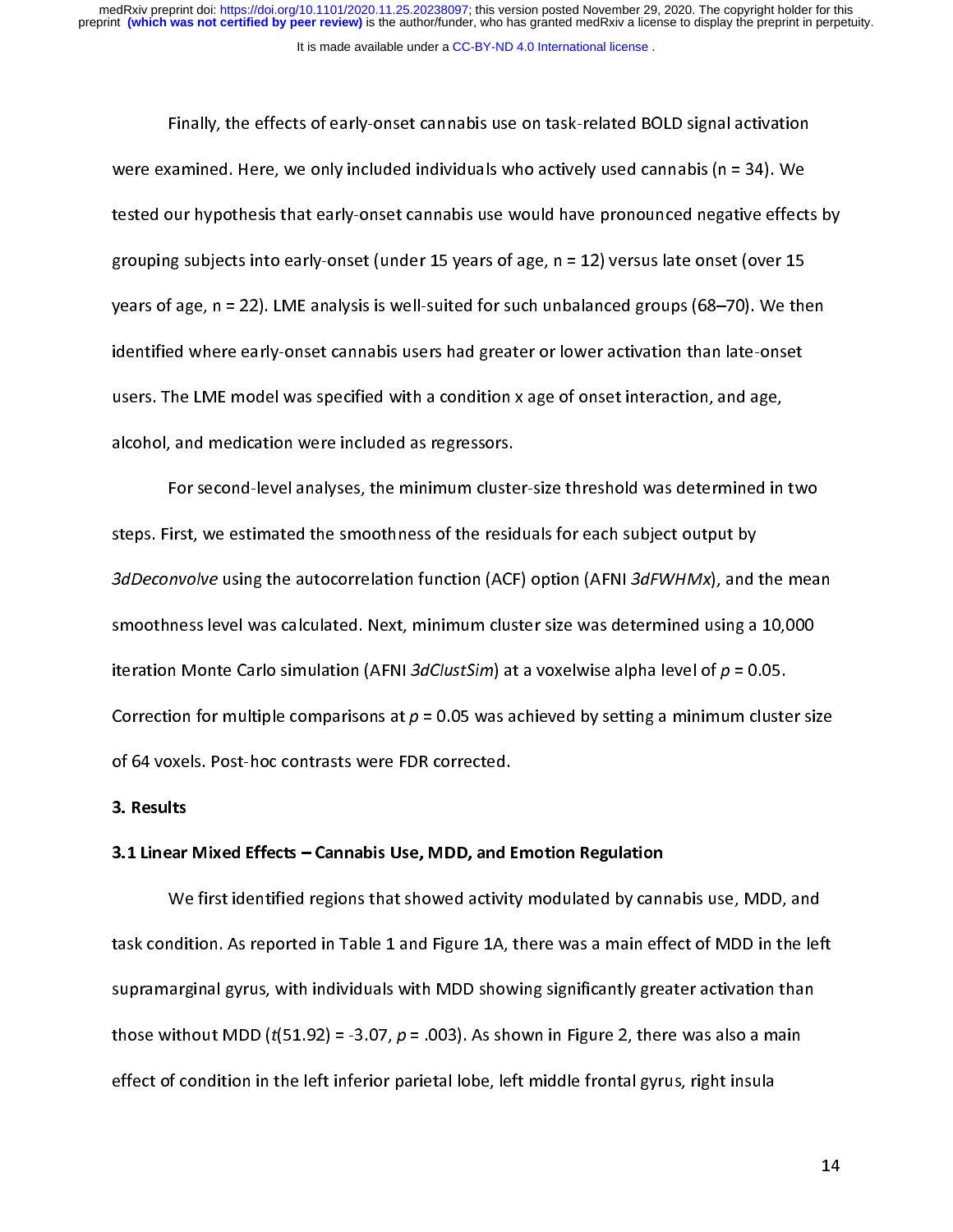Finally, the effects of early-onset cannabis use on task-related BOLD signal activation were examined. Here, we only included individuals who actively used cannabis (n = 34). We tested our hypothesis that early-onset cannabis use would have pronounced negative effects by grouping subjects into early-onset (under 15 years of age, n = 12) versus late onset (over 15 years of age, n = 22). LME analysis is well-suited for such unbalanced groups (68–70). We then identified where early-onset cannabis users had greater or lower activation than late-onset users. The LME model was specified with a condition x age of onset interaction, and age, alcohol, and medication were included as regressors.

For second-level analyses, the minimum cluster-size threshold was determined in two steps. First, we estimated the smoothness of the residuals for each subject output by *3dDeconvolve* using the autocorrelation function (ACF) option (AFNI *3dFWHMx*), and the mean smoothness level was calculated. Next, minimum cluster size was determined using a 10,000 iteration Monte Carlo simulation (AFNI *3dClustSim*) at a voxelwise alpha level of $p = 0.05$. Correction for multiple comparisons at $p = 0.05$ was achieved by setting a minimum cluster size of 64 voxels. Post-hoc contrasts were FDR corrected.

## 3. Results

### 3.1 Linear Mixed Effects – Cannabis Use, MDD, and Emotion Regulation

We first identified regions that showed activity modulated by cannabis use, MDD, and task condition. As reported in Table 1 and Figure 1A, there was a main effect of MDD in the left supramarginal gyrus, with individuals with MDD showing significantly greater activation than those without MDD ($t(51.92) = -3.07$, $p = .003$). As shown in Figure 2, there was also a main effect of condition in the left inferior parietal lobe, left middle frontal gyrus, right insula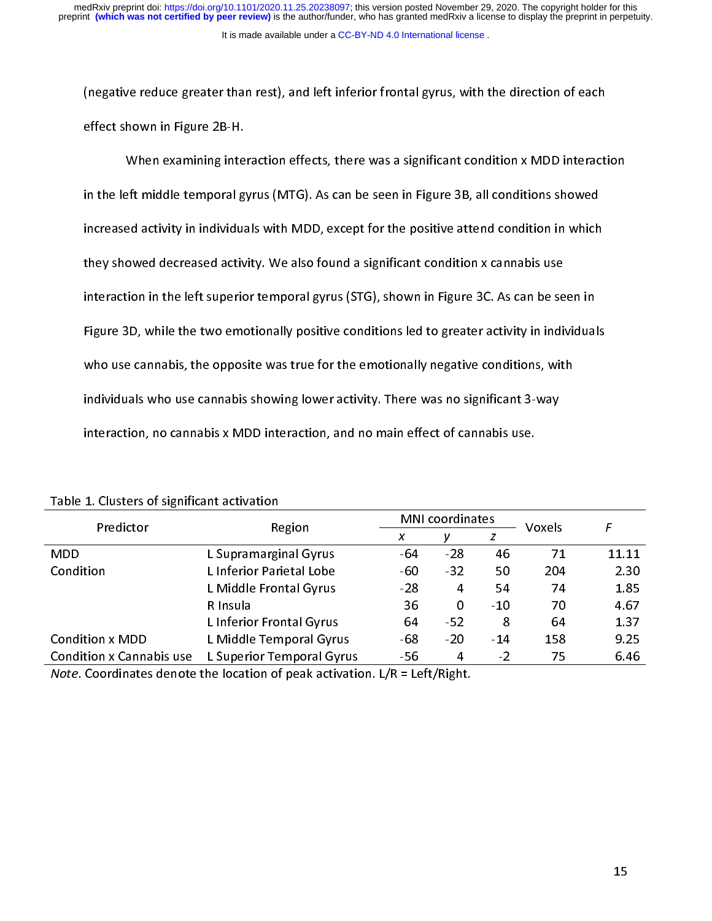(negative reduce greater than rest), and left inferior frontal gyrus, with the direction of each effect shown in Figure 2B-H.

When examining interaction effects, there was a significant condition x MDD interaction in the left middle temporal gyrus (MTG). As can be seen in Figure 3B, all conditions showed increased activity in individuals with MDD, except for the positive attend condition in which they showed decreased activity. We also found a significant condition x cannabis use interaction in the left superior temporal gyrus (STG), shown in Figure 3C. As can be seen in Figure 3D, while the two emotionally positive conditions led to greater activity in individuals who use cannabis, the opposite was true for the emotionally negative conditions, with individuals who use cannabis showing lower activity. There was no significant 3-way interaction, no cannabis x MDD interaction, and no main effect of cannabis use.

Table 1. Clusters of significant activation

| Predictor | Region | MNI coordinates | | | Voxels | *F* |
|---|---|---|---|---|---|---|
| | | *x* | *y* | *z* | | |
| MDD | L Supramarginal Gyrus | -64 | -28 | 46 | 71 | 11.11 |
| Condition | L Inferior Parietal Lobe | -60 | -32 | 50 | 204 | 2.30 |
| | L Middle Frontal Gyrus | -28 | 4 | 54 | 74 | 1.85 |
| | R Insula | 36 | 0 | -10 | 70 | 4.67 |
| | L Inferior Frontal Gyrus | 64 | -52 | 8 | 64 | 1.37 |
| Condition x MDD | L Middle Temporal Gyrus | -68 | -20 | -14 | 158 | 9.25 |
| Condition x Cannabis use | L Superior Temporal Gyrus | -56 | 4 | -2 | 75 | 6.46 |

*Note*. Coordinates denote the location of peak activation. L/R = Left/Right.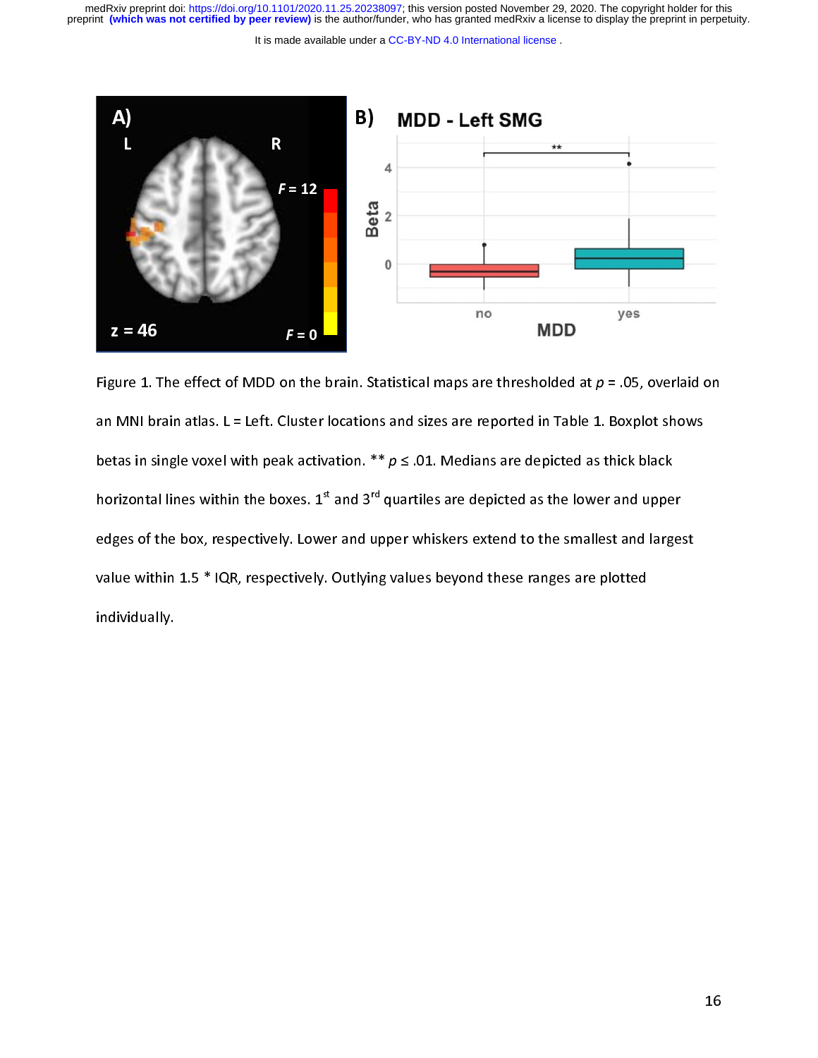Figure 1. The effect of MDD on the brain. Statistical maps are thresholded at $p = .05$, overlaid on an MNI brain atlas. L = Left. Cluster locations and sizes are reported in Table 1. Boxplot shows betas in single voxel with peak activation. ** $p \leq .01$. Medians are depicted as thick black horizontal lines within the boxes. 1st and 3rd quartiles are depicted as the lower and upper edges of the box, respectively. Lower and upper whiskers extend to the smallest and largest value within 1.5 * IQR, respectively. Outlying values beyond these ranges are plotted individually.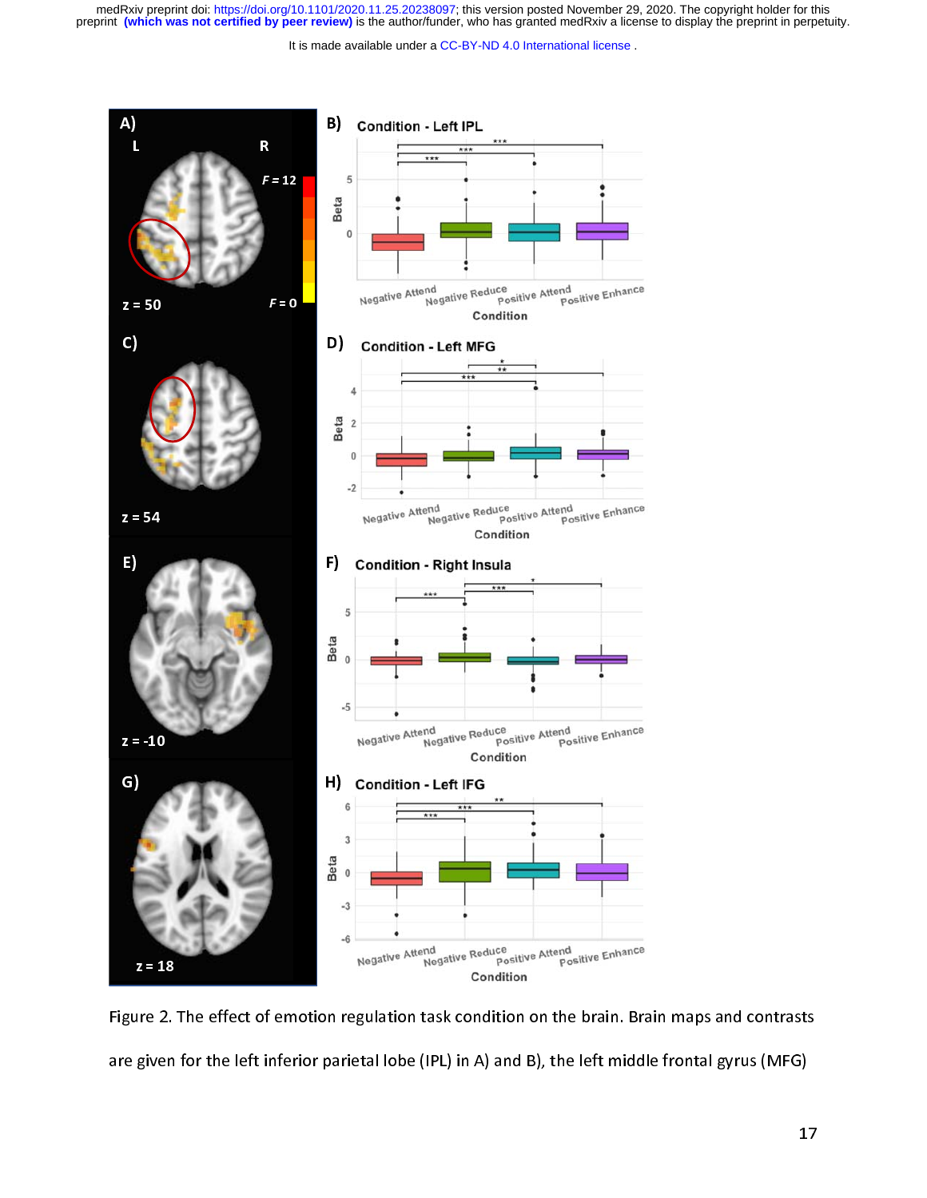Figure 2. The effect of emotion regulation task condition on the brain. Brain maps and contrasts are given for the left inferior parietal lobe (IPL) in A) and B), the left middle frontal gyrus (MFG)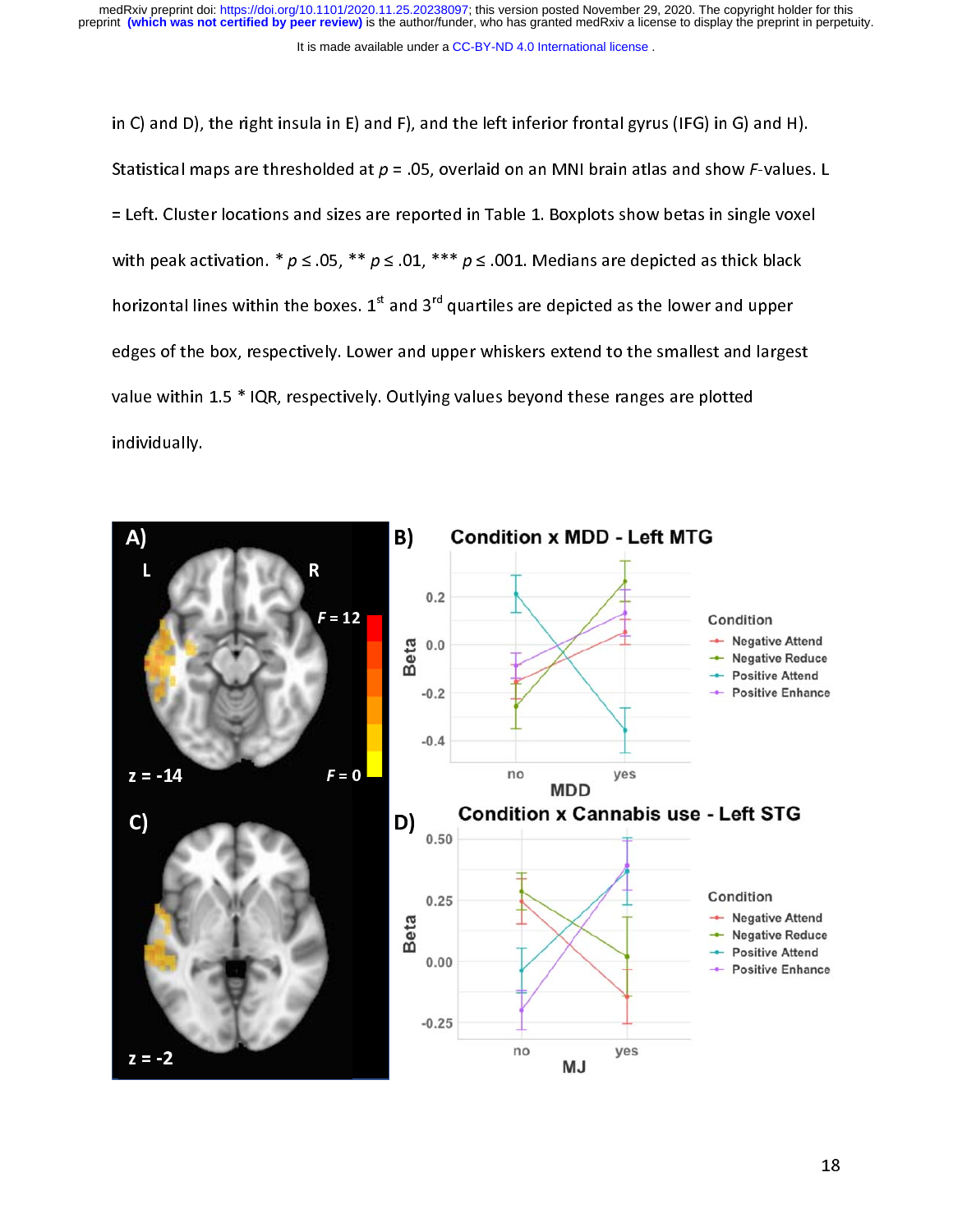in C) and D), the right insula in E) and F), and the left inferior frontal gyrus (IFG) in G) and H). Statistical maps are thresholded at $p$ = .05, overlaid on an MNI brain atlas and show $F$-values. L = Left. Cluster locations and sizes are reported in Table 1. Boxplots show betas in single voxel with peak activation. * $p \leq .05$, ** $p \leq .01$, *** $p \leq .001$. Medians are depicted as thick black horizontal lines within the boxes. 1st and 3rd quartiles are depicted as the lower and upper edges of the box, respectively. Lower and upper whiskers extend to the smallest and largest value within 1.5 * IQR, respectively. Outlying values beyond these ranges are plotted individually.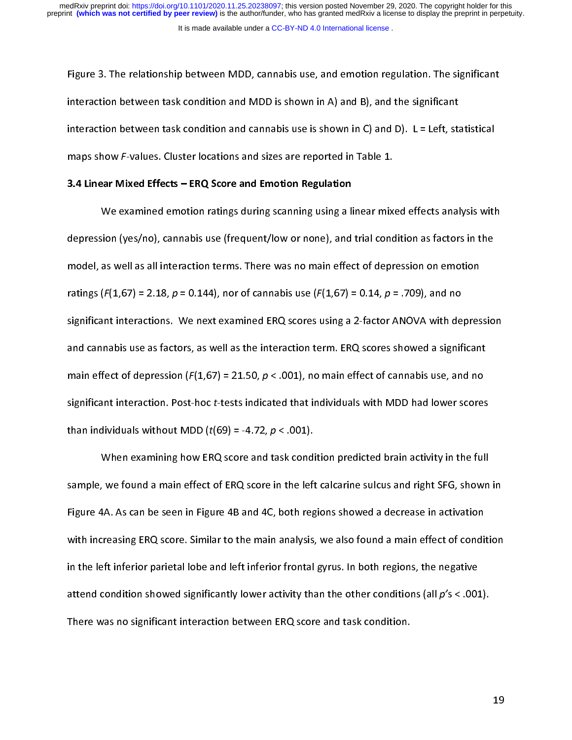Figure 3. The relationship between MDD, cannabis use, and emotion regulation. The significant interaction between task condition and MDD is shown in A) and B), and the significant interaction between task condition and cannabis use is shown in C) and D). L = Left, statistical maps show *F*-values. Cluster locations and sizes are reported in Table 1.

### 3.4 Linear Mixed Effects – ERQ Score and Emotion Regulation

We examined emotion ratings during scanning using a linear mixed effects analysis with depression (yes/no), cannabis use (frequent/low or none), and trial condition as factors in the model, as well as all interaction terms. There was no main effect of depression on emotion ratings ($F(1,67) = 2.18$, $p = 0.144$), nor of cannabis use ($F(1,67) = 0.14$, $p = .709$), and no significant interactions. We next examined ERQ scores using a 2-factor ANOVA with depression and cannabis use as factors, as well as the interaction term. ERQ scores showed a significant main effect of depression ($F(1,67) = 21.50$, $p < .001$), no main effect of cannabis use, and no significant interaction. Post-hoc *t*-tests indicated that individuals with MDD had lower scores than individuals without MDD ($t(69) = -4.72$, $p < .001$).

When examining how ERQ score and task condition predicted brain activity in the full sample, we found a main effect of ERQ score in the left calcarine sulcus and right SFG, shown in Figure 4A. As can be seen in Figure 4B and 4C, both regions showed a decrease in activation with increasing ERQ score. Similar to the main analysis, we also found a main effect of condition in the left inferior parietal lobe and left inferior frontal gyrus. In both regions, the negative attend condition showed significantly lower activity than the other conditions (all *p*'s < .001). There was no significant interaction between ERQ score and task condition.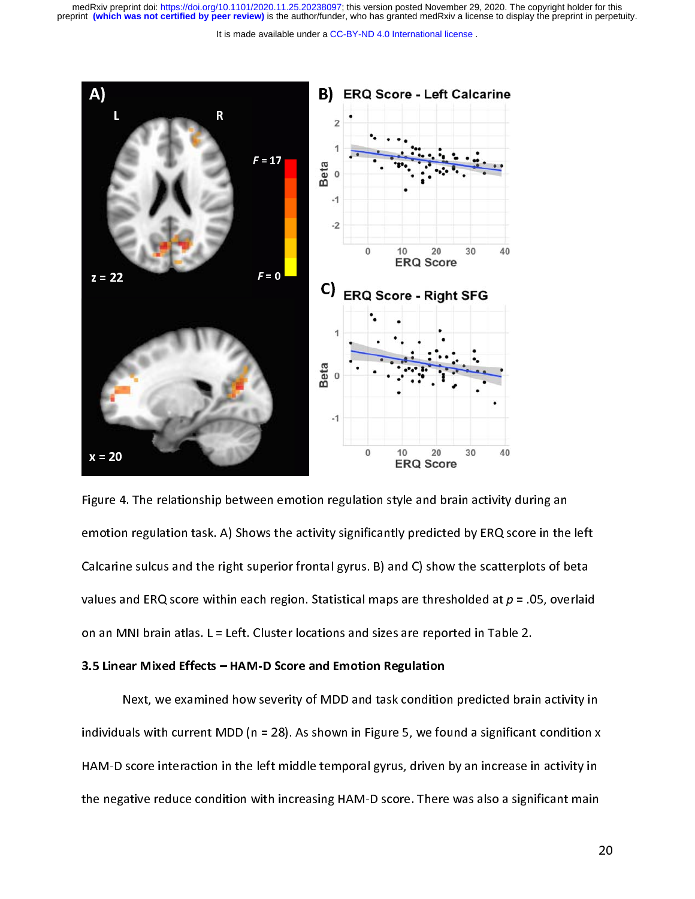Figure 4. The relationship between emotion regulation style and brain activity during an emotion regulation task. A) Shows the activity significantly predicted by ERQ score in the left Calcarine sulcus and the right superior frontal gyrus. B) and C) show the scatterplots of beta values and ERQ score within each region. Statistical maps are thresholded at $p$ = .05, overlaid on an MNI brain atlas. L = Left. Cluster locations and sizes are reported in Table 2.

### 3.5 Linear Mixed Effects – HAM-D Score and Emotion Regulation

Next, we examined how severity of MDD and task condition predicted brain activity in individuals with current MDD (n = 28). As shown in Figure 5, we found a significant condition x HAM-D score interaction in the left middle temporal gyrus, driven by an increase in activity in the negative reduce condition with increasing HAM-D score. There was also a significant main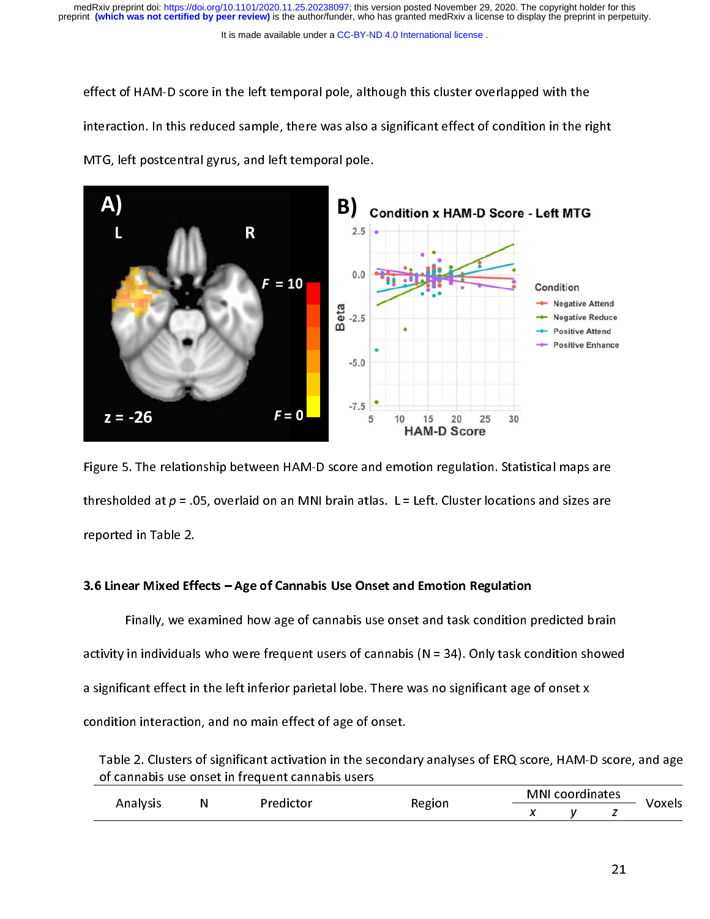effect of HAM-D score in the left temporal pole, although this cluster overlapped with the interaction. In this reduced sample, there was also a significant effect of condition in the right MTG, left postcentral gyrus, and left temporal pole.

Figure 5. The relationship between HAM-D score and emotion regulation. Statistical maps are thresholded at $p$ = .05, overlaid on an MNI brain atlas. L = Left. Cluster locations and sizes are reported in Table 2.

### 3.6 Linear Mixed Effects – Age of Cannabis Use Onset and Emotion Regulation

Finally, we examined how age of cannabis use onset and task condition predicted brain activity in individuals who were frequent users of cannabis (N = 34). Only task condition showed a significant effect in the left inferior parietal lobe. There was no significant age of onset x condition interaction, and no main effect of age of onset.

Table 2. Clusters of significant activation in the secondary analyses of ERQ score, HAM-D score, and age of cannabis use onset in frequent cannabis users

| Analysis | N | Predictor | Region | MNI coordinates | | | Voxels |
|---|---|---|---|---|---|---|---|
| | | | | *x* | *y* | *z* | |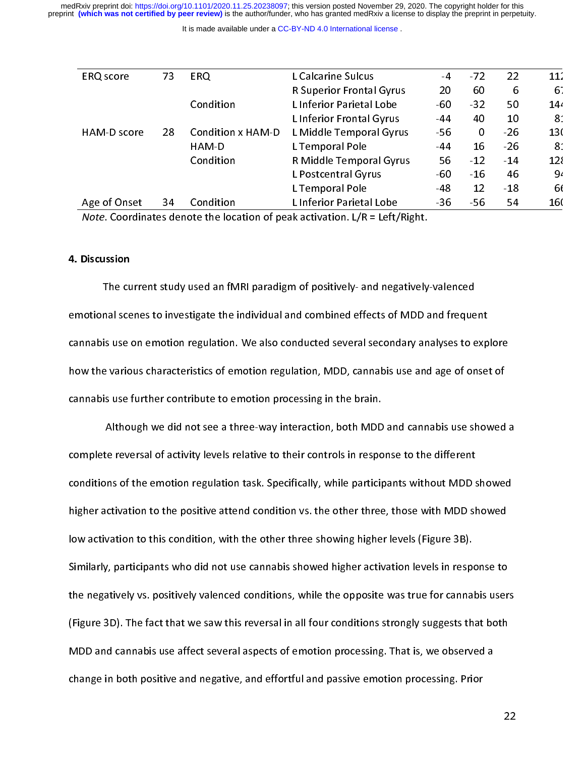| ERQ score | 73 | ERQ | L Calcarine Sulcus | -4 | -72 | 22 | 11 |
|---|---|---|---|---|---|---|---|
| | | | R Superior Frontal Gyrus | 20 | 60 | 6 | 6 |
| | | Condition | L Inferior Parietal Lobe | -60 | -32 | 50 | 14 |
| | | | L Inferior Frontal Gyrus | -44 | 40 | 10 | 8 |
| HAM-D score | 28 | Condition x HAM-D | L Middle Temporal Gyrus | -56 | 0 | -26 | 13 |
| | | HAM-D | L Temporal Pole | -44 | 16 | -26 | 8 |
| | | Condition | R Middle Temporal Gyrus | 56 | -12 | -14 | 12 |
| | | | L Postcentral Gyrus | -60 | -16 | 46 | 9 |
| | | | L Temporal Pole | -48 | 12 | -18 | 6 |
| Age of Onset | 34 | Condition | L Inferior Parietal Lobe | -36 | -56 | 54 | 16 |

*Note.* Coordinates denote the location of peak activation. L/R = Left/Right.

## 4. Discussion

The current study used an fMRI paradigm of positively- and negatively-valenced emotional scenes to investigate the individual and combined effects of MDD and frequent cannabis use on emotion regulation. We also conducted several secondary analyses to explore how the various characteristics of emotion regulation, MDD, cannabis use and age of onset of cannabis use further contribute to emotion processing in the brain.

Although we did not see a three-way interaction, both MDD and cannabis use showed a complete reversal of activity levels relative to their controls in response to the different conditions of the emotion regulation task. Specifically, while participants without MDD showed higher activation to the positive attend condition vs. the other three, those with MDD showed low activation to this condition, with the other three showing higher levels (Figure 3B). Similarly, participants who did not use cannabis showed higher activation levels in response to the negatively vs. positively valenced conditions, while the opposite was true for cannabis users (Figure 3D). The fact that we saw this reversal in all four conditions strongly suggests that both MDD and cannabis use affect several aspects of emotion processing. That is, we observed a change in both positive and negative, and effortful and passive emotion processing. Prior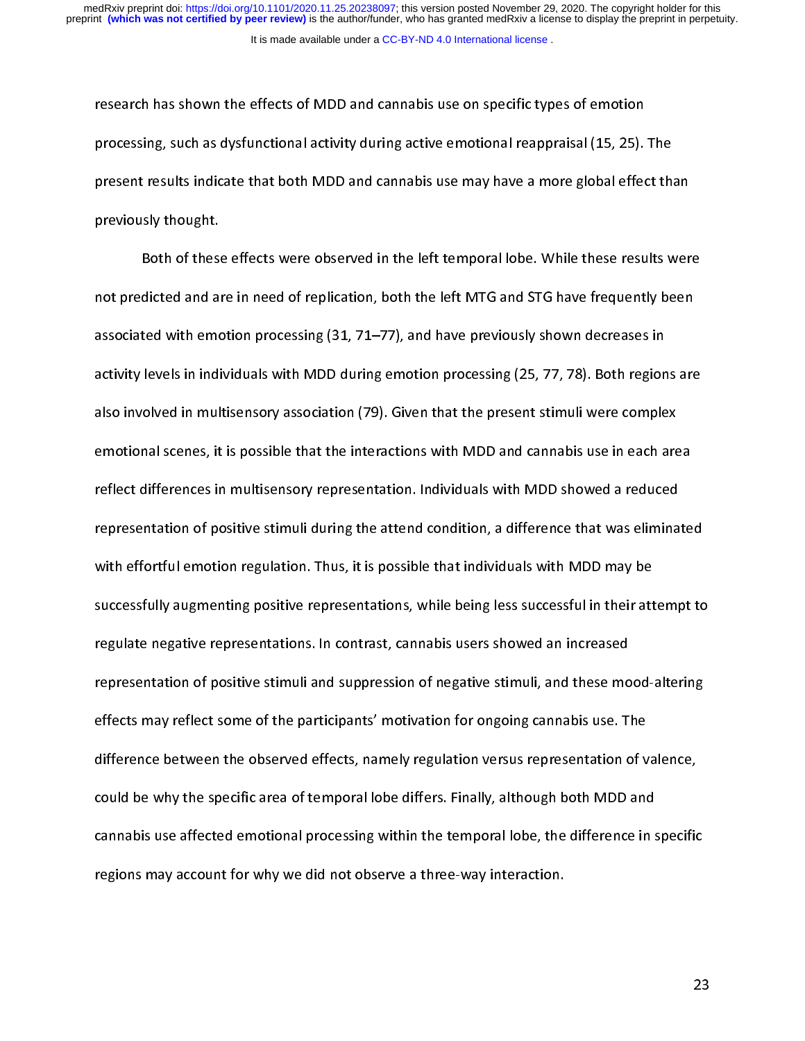research has shown the effects of MDD and cannabis use on specific types of emotion processing, such as dysfunctional activity during active emotional reappraisal (15, 25). The present results indicate that both MDD and cannabis use may have a more global effect than previously thought.

Both of these effects were observed in the left temporal lobe. While these results were not predicted and are in need of replication, both the left MTG and STG have frequently been associated with emotion processing (31, 71–77), and have previously shown decreases in activity levels in individuals with MDD during emotion processing (25, 77, 78). Both regions are also involved in multisensory association (79). Given that the present stimuli were complex emotional scenes, it is possible that the interactions with MDD and cannabis use in each area reflect differences in multisensory representation. Individuals with MDD showed a reduced representation of positive stimuli during the attend condition, a difference that was eliminated with effortful emotion regulation. Thus, it is possible that individuals with MDD may be successfully augmenting positive representations, while being less successful in their attempt to regulate negative representations. In contrast, cannabis users showed an increased representation of positive stimuli and suppression of negative stimuli, and these mood-altering effects may reflect some of the participants' motivation for ongoing cannabis use. The difference between the observed effects, namely regulation versus representation of valence, could be why the specific area of temporal lobe differs. Finally, although both MDD and cannabis use affected emotional processing within the temporal lobe, the difference in specific regions may account for why we did not observe a three-way interaction.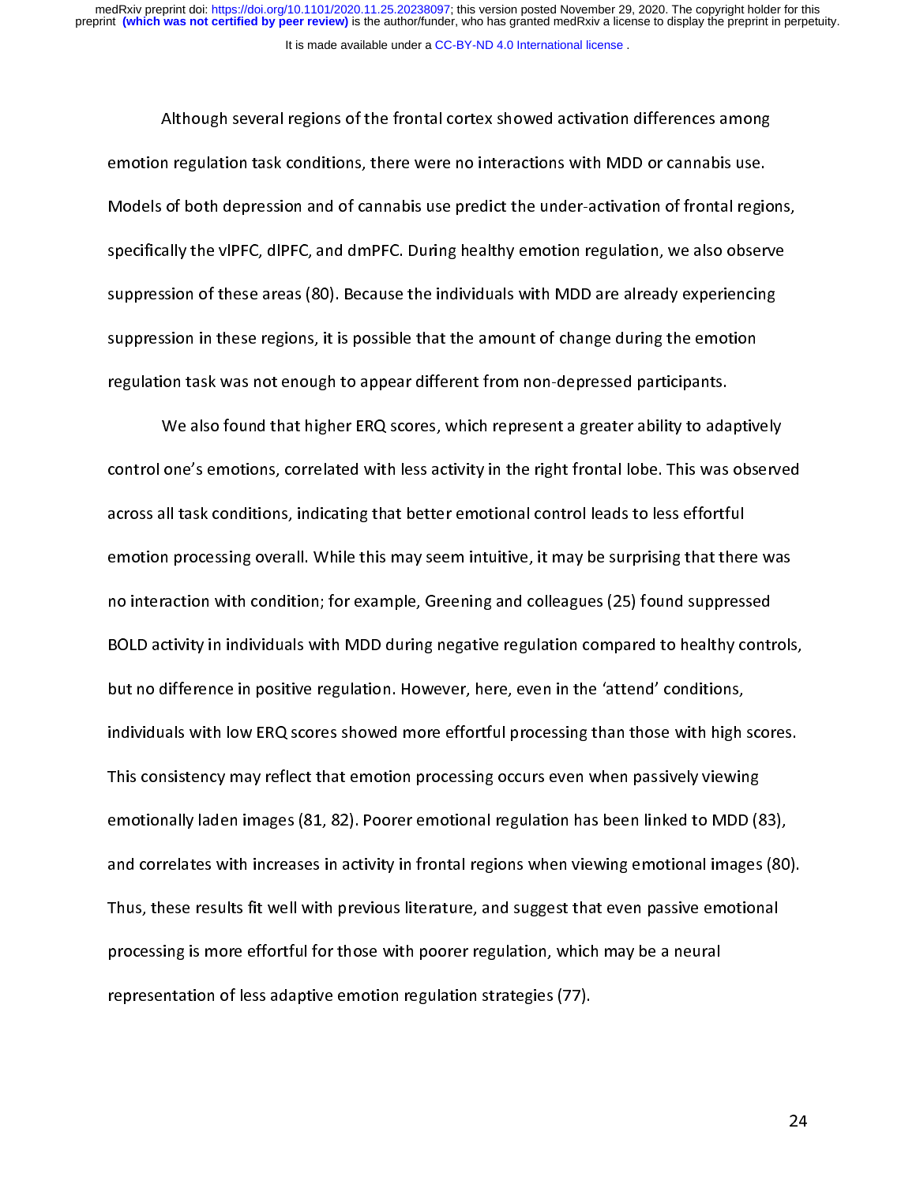Although several regions of the frontal cortex showed activation differences among emotion regulation task conditions, there were no interactions with MDD or cannabis use. Models of both depression and of cannabis use predict the under-activation of frontal regions, specifically the vlPFC, dlPFC, and dmPFC. During healthy emotion regulation, we also observe suppression of these areas (80). Because the individuals with MDD are already experiencing suppression in these regions, it is possible that the amount of change during the emotion regulation task was not enough to appear different from non-depressed participants.

We also found that higher ERQ scores, which represent a greater ability to adaptively control one's emotions, correlated with less activity in the right frontal lobe. This was observed across all task conditions, indicating that better emotional control leads to less effortful emotion processing overall. While this may seem intuitive, it may be surprising that there was no interaction with condition; for example, Greening and colleagues (25) found suppressed BOLD activity in individuals with MDD during negative regulation compared to healthy controls, but no difference in positive regulation. However, here, even in the 'attend' conditions, individuals with low ERQ scores showed more effortful processing than those with high scores. This consistency may reflect that emotion processing occurs even when passively viewing emotionally laden images (81, 82). Poorer emotional regulation has been linked to MDD (83), and correlates with increases in activity in frontal regions when viewing emotional images (80). Thus, these results fit well with previous literature, and suggest that even passive emotional processing is more effortful for those with poorer regulation, which may be a neural representation of less adaptive emotion regulation strategies (77).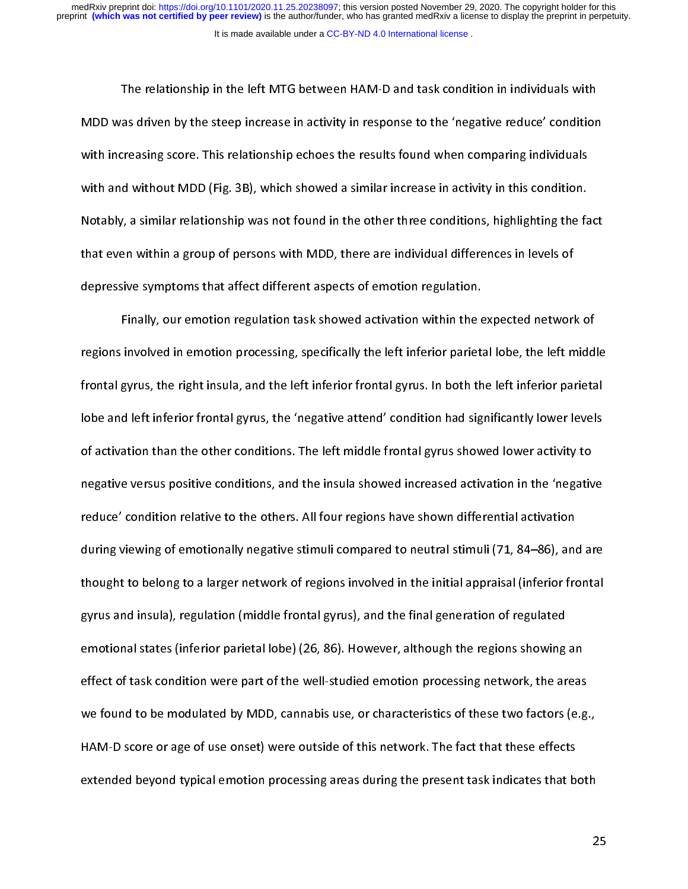The relationship in the left MTG between HAM-D and task condition in individuals with MDD was driven by the steep increase in activity in response to the 'negative reduce' condition with increasing score. This relationship echoes the results found when comparing individuals with and without MDD (Fig. 3B), which showed a similar increase in activity in this condition. Notably, a similar relationship was not found in the other three conditions, highlighting the fact that even within a group of persons with MDD, there are individual differences in levels of depressive symptoms that affect different aspects of emotion regulation.

Finally, our emotion regulation task showed activation within the expected network of regions involved in emotion processing, specifically the left inferior parietal lobe, the left middle frontal gyrus, the right insula, and the left inferior frontal gyrus. In both the left inferior parietal lobe and left inferior frontal gyrus, the 'negative attend' condition had significantly lower levels of activation than the other conditions. The left middle frontal gyrus showed lower activity to negative versus positive conditions, and the insula showed increased activation in the 'negative reduce' condition relative to the others. All four regions have shown differential activation during viewing of emotionally negative stimuli compared to neutral stimuli (71, 84–86), and are thought to belong to a larger network of regions involved in the initial appraisal (inferior frontal gyrus and insula), regulation (middle frontal gyrus), and the final generation of regulated emotional states (inferior parietal lobe) (26, 86). However, although the regions showing an effect of task condition were part of the well-studied emotion processing network, the areas we found to be modulated by MDD, cannabis use, or characteristics of these two factors (e.g., HAM-D score or age of use onset) were outside of this network. The fact that these effects extended beyond typical emotion processing areas during the present task indicates that both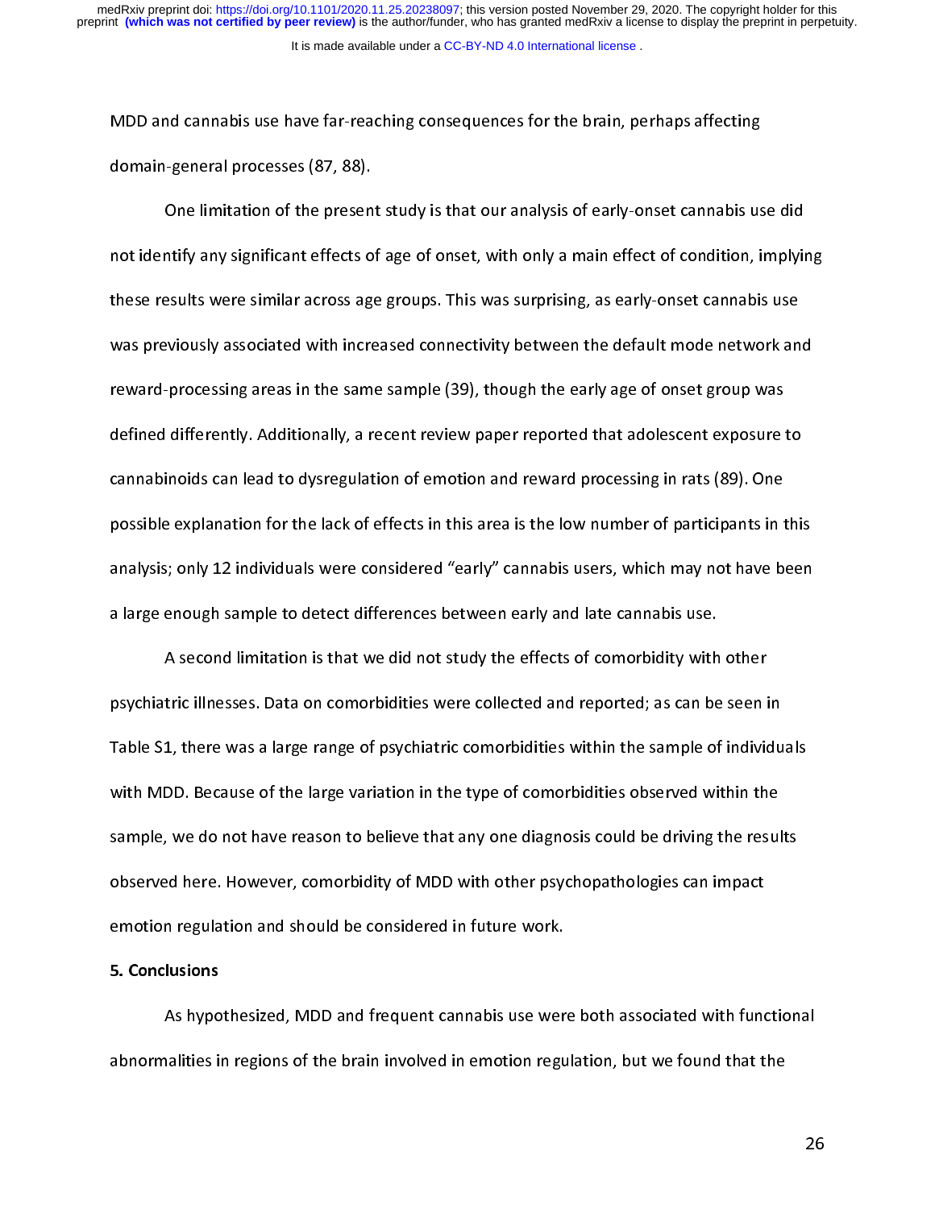MDD and cannabis use have far-reaching consequences for the brain, perhaps affecting domain-general processes (87, 88).

One limitation of the present study is that our analysis of early-onset cannabis use did not identify any significant effects of age of onset, with only a main effect of condition, implying these results were similar across age groups. This was surprising, as early-onset cannabis use was previously associated with increased connectivity between the default mode network and reward-processing areas in the same sample (39), though the early age of onset group was defined differently. Additionally, a recent review paper reported that adolescent exposure to cannabinoids can lead to dysregulation of emotion and reward processing in rats (89). One possible explanation for the lack of effects in this area is the low number of participants in this analysis; only 12 individuals were considered "early" cannabis users, which may not have been a large enough sample to detect differences between early and late cannabis use.

A second limitation is that we did not study the effects of comorbidity with other psychiatric illnesses. Data on comorbidities were collected and reported; as can be seen in Table S1, there was a large range of psychiatric comorbidities within the sample of individuals with MDD. Because of the large variation in the type of comorbidities observed within the sample, we do not have reason to believe that any one diagnosis could be driving the results observed here. However, comorbidity of MDD with other psychopathologies can impact emotion regulation and should be considered in future work.

## 5. Conclusions

As hypothesized, MDD and frequent cannabis use were both associated with functional abnormalities in regions of the brain involved in emotion regulation, but we found that the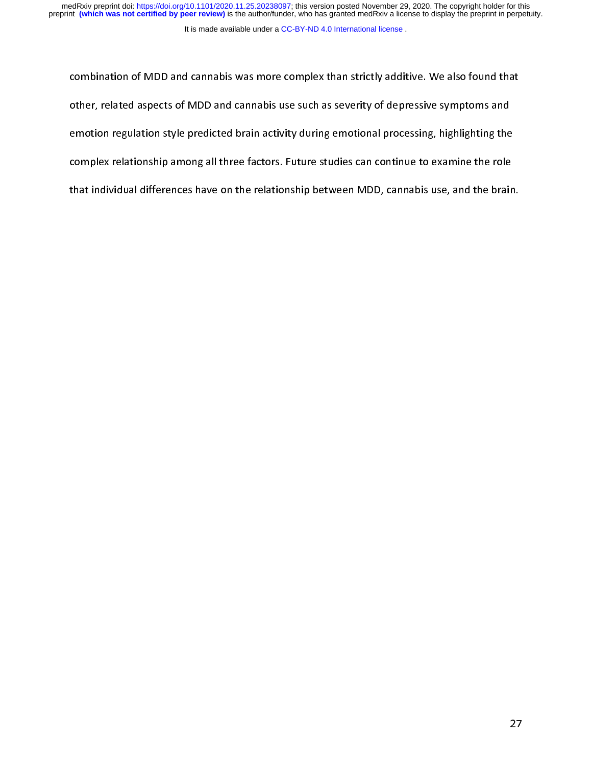combination of MDD and cannabis was more complex than strictly additive. We also found that other, related aspects of MDD and cannabis use such as severity of depressive symptoms and emotion regulation style predicted brain activity during emotional processing, highlighting the complex relationship among all three factors. Future studies can continue to examine the role that individual differences have on the relationship between MDD, cannabis use, and the brain.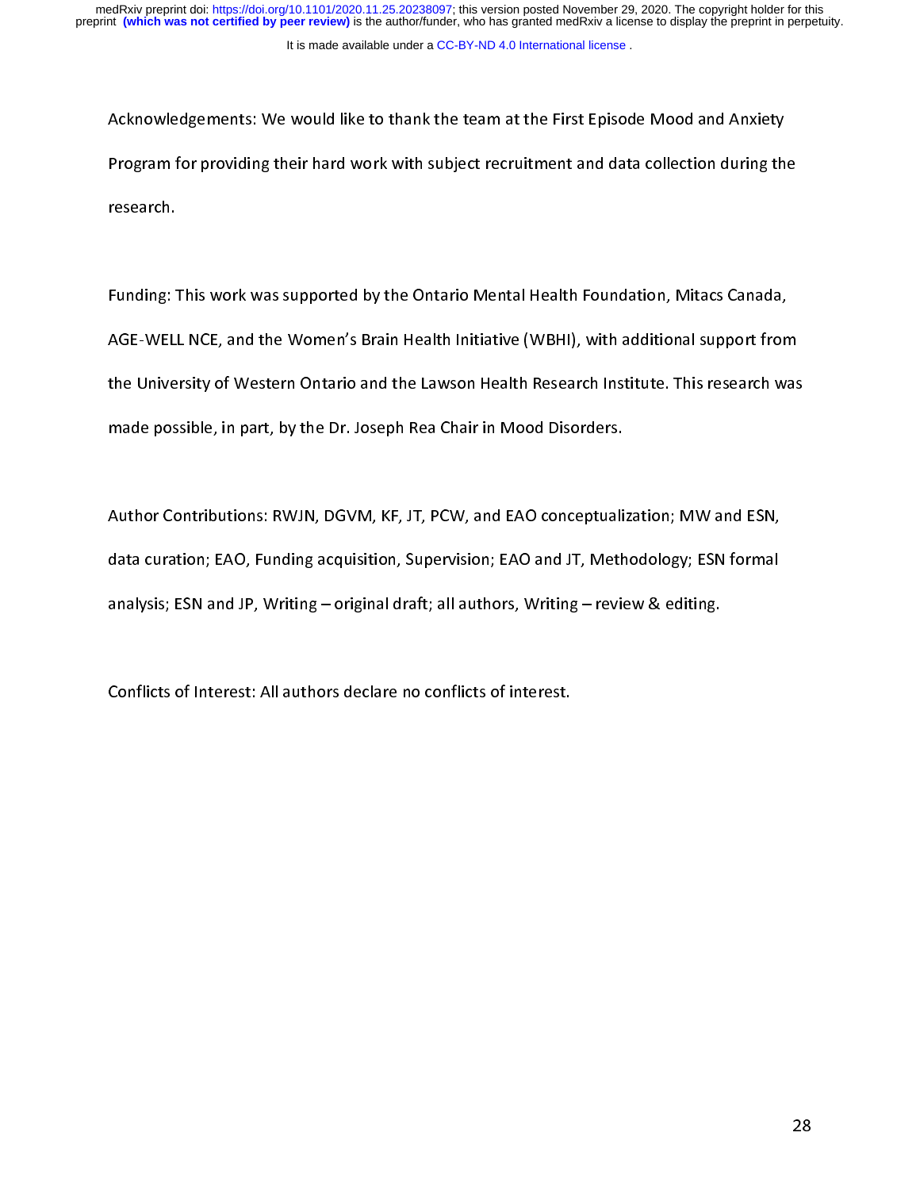Acknowledgements: We would like to thank the team at the First Episode Mood and Anxiety Program for providing their hard work with subject recruitment and data collection during the research.

Funding: This work was supported by the Ontario Mental Health Foundation, Mitacs Canada, AGE-WELL NCE, and the Women's Brain Health Initiative (WBHI), with additional support from the University of Western Ontario and the Lawson Health Research Institute. This research was made possible, in part, by the Dr. Joseph Rea Chair in Mood Disorders.

Author Contributions: RWJN, DGVM, KF, JT, PCW, and EAO conceptualization; MW and ESN, data curation; EAO, Funding acquisition, Supervision; EAO and JT, Methodology; ESN formal analysis; ESN and JP, Writing – original draft; all authors, Writing – review & editing.

Conflicts of Interest: All authors declare no conflicts of interest.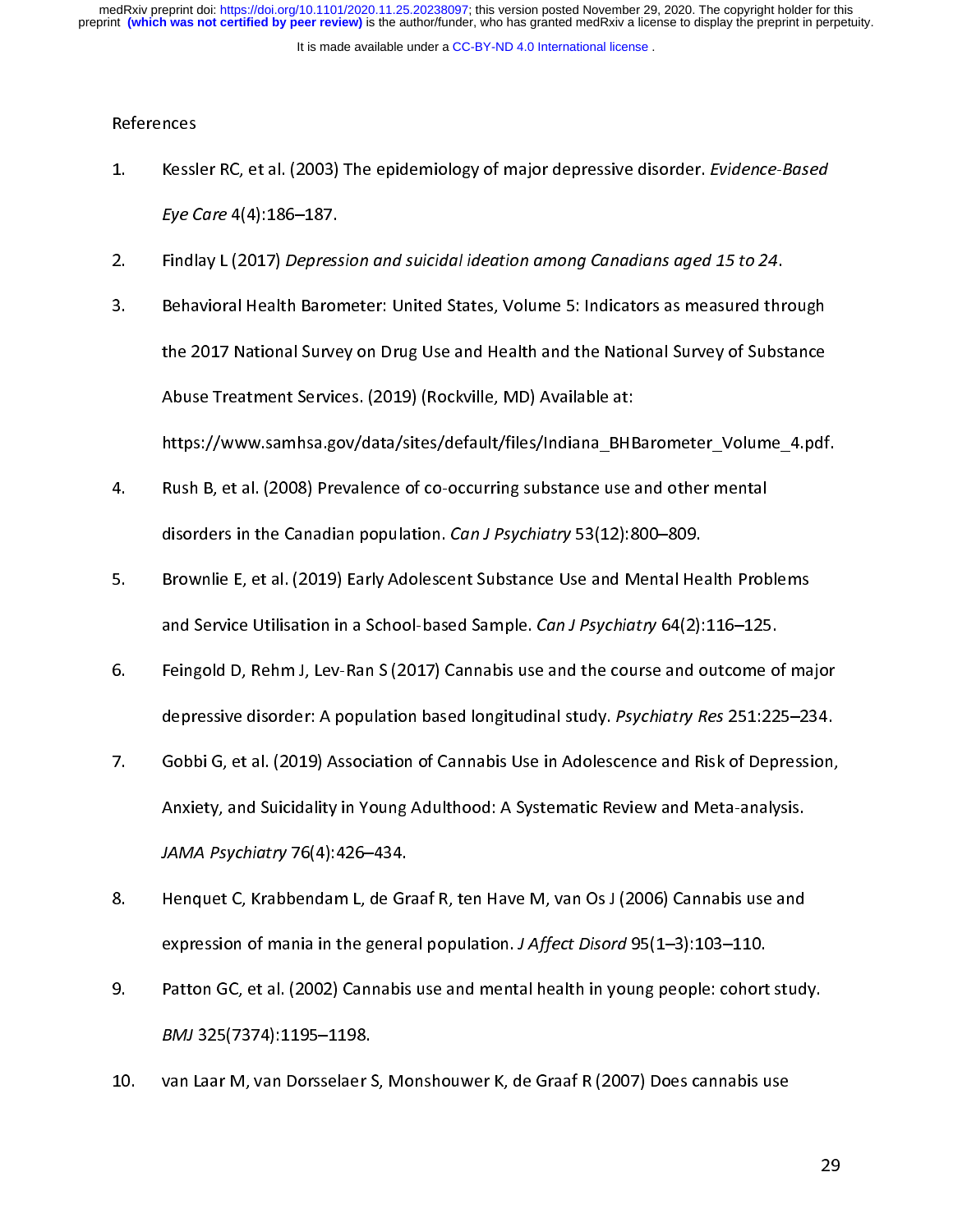References

1. Kessler RC, et al. (2003) The epidemiology of major depressive disorder. *Evidence-Based Eye Care* 4(4):186–187.
2. Findlay L (2017) *Depression and suicidal ideation among Canadians aged 15 to 24*.
3. Behavioral Health Barometer: United States, Volume 5: Indicators as measured through the 2017 National Survey on Drug Use and Health and the National Survey of Substance Abuse Treatment Services. (2019) (Rockville, MD) Available at: https://www.samhsa.gov/data/sites/default/files/Indiana_BHBarometer_Volume_4.pdf.
4. Rush B, et al. (2008) Prevalence of co-occurring substance use and other mental disorders in the Canadian population. *Can J Psychiatry* 53(12):800–809.
5. Brownlie E, et al. (2019) Early Adolescent Substance Use and Mental Health Problems and Service Utilisation in a School-based Sample. *Can J Psychiatry* 64(2):116–125.
6. Feingold D, Rehm J, Lev-Ran S (2017) Cannabis use and the course and outcome of major depressive disorder: A population based longitudinal study. *Psychiatry Res* 251:225–234.
7. Gobbi G, et al. (2019) Association of Cannabis Use in Adolescence and Risk of Depression, Anxiety, and Suicidality in Young Adulthood: A Systematic Review and Meta-analysis. *JAMA Psychiatry* 76(4):426–434.
8. Henquet C, Krabbendam L, de Graaf R, ten Have M, van Os J (2006) Cannabis use and expression of mania in the general population. *J Affect Disord* 95(1–3):103–110.
9. Patton GC, et al. (2002) Cannabis use and mental health in young people: cohort study. *BMJ* 325(7374):1195–1198.
10. van Laar M, van Dorsselaer S, Monshouwer K, de Graaf R (2007) Does cannabis use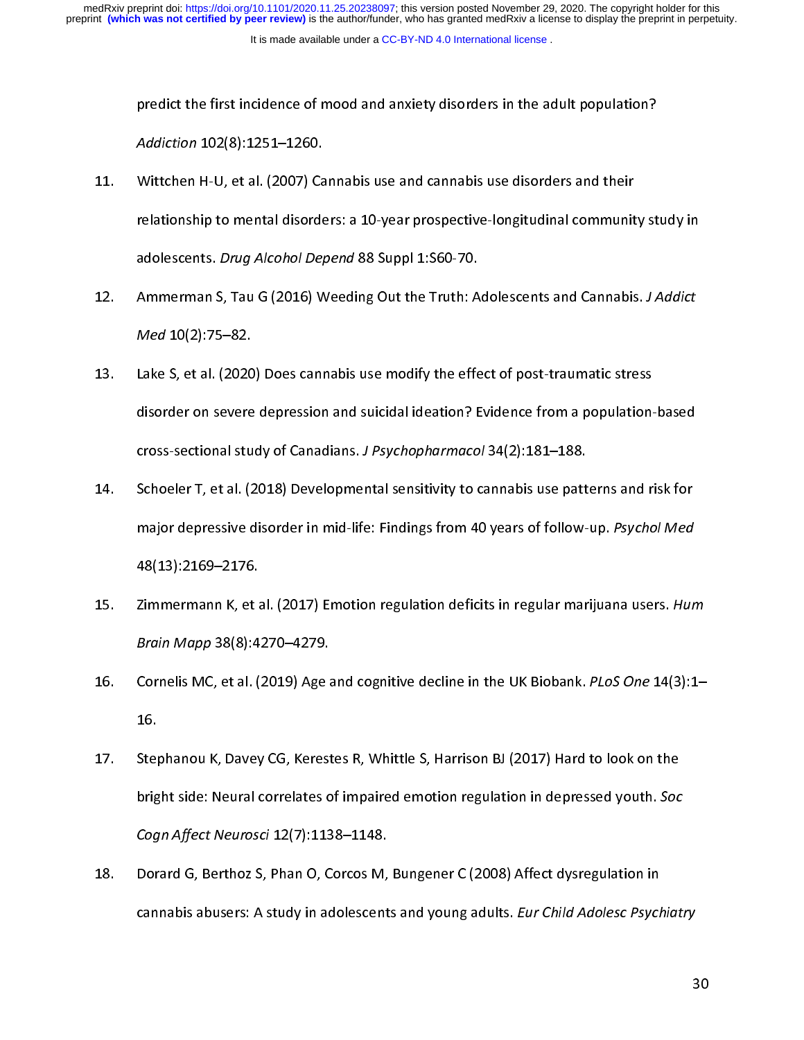predict the first incidence of mood and anxiety disorders in the adult population? *Addiction* 102(8):1251–1260.

11. Wittchen H-U, et al. (2007) Cannabis use and cannabis use disorders and their relationship to mental disorders: a 10-year prospective-longitudinal community study in adolescents. *Drug Alcohol Depend* 88 Suppl 1:S60-70.

12. Ammerman S, Tau G (2016) Weeding Out the Truth: Adolescents and Cannabis. *J Addict Med* 10(2):75–82.

13. Lake S, et al. (2020) Does cannabis use modify the effect of post-traumatic stress disorder on severe depression and suicidal ideation? Evidence from a population-based cross-sectional study of Canadians. *J Psychopharmacol* 34(2):181–188.

14. Schoeler T, et al. (2018) Developmental sensitivity to cannabis use patterns and risk for major depressive disorder in mid-life: Findings from 40 years of follow-up. *Psychol Med* 48(13):2169–2176.

15. Zimmermann K, et al. (2017) Emotion regulation deficits in regular marijuana users. *Hum Brain Mapp* 38(8):4270–4279.

16. Cornelis MC, et al. (2019) Age and cognitive decline in the UK Biobank. *PLoS One* 14(3):1–16.

17. Stephanou K, Davey CG, Kerestes R, Whittle S, Harrison BJ (2017) Hard to look on the bright side: Neural correlates of impaired emotion regulation in depressed youth. *Soc Cogn Affect Neurosci* 12(7):1138–1148.

18. Dorard G, Berthoz S, Phan O, Corcos M, Bungener C (2008) Affect dysregulation in cannabis abusers: A study in adolescents and young adults. *Eur Child Adolesc Psychiatry*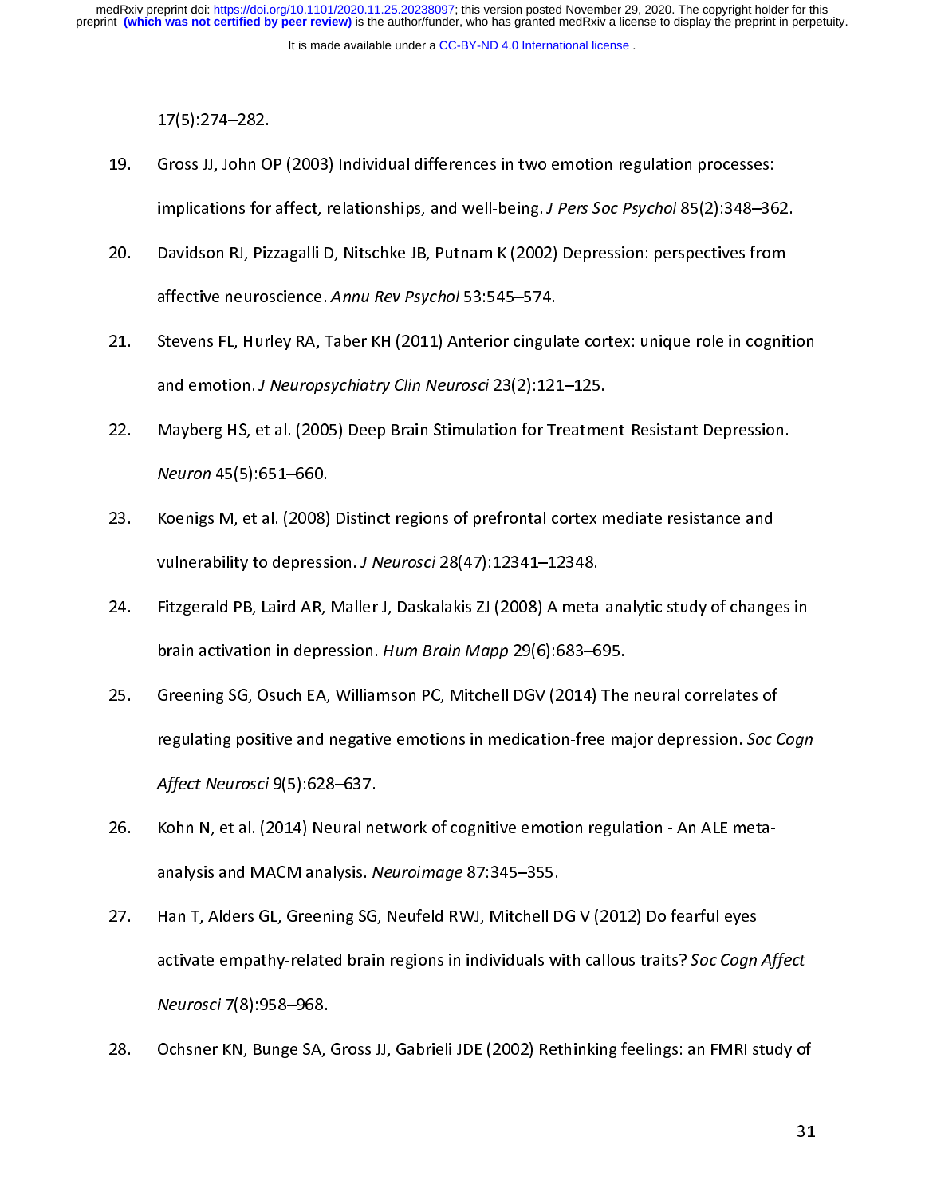17(5):274–282.

19. Gross JJ, John OP (2003) Individual differences in two emotion regulation processes: implications for affect, relationships, and well-being. *J Pers Soc Psychol* 85(2):348–362.
20. Davidson RJ, Pizzagalli D, Nitschke JB, Putnam K (2002) Depression: perspectives from affective neuroscience. *Annu Rev Psychol* 53:545–574.
21. Stevens FL, Hurley RA, Taber KH (2011) Anterior cingulate cortex: unique role in cognition and emotion. *J Neuropsychiatry Clin Neurosci* 23(2):121–125.
22. Mayberg HS, et al. (2005) Deep Brain Stimulation for Treatment-Resistant Depression. *Neuron* 45(5):651–660.
23. Koenigs M, et al. (2008) Distinct regions of prefrontal cortex mediate resistance and vulnerability to depression. *J Neurosci* 28(47):12341–12348.
24. Fitzgerald PB, Laird AR, Maller J, Daskalakis ZJ (2008) A meta-analytic study of changes in brain activation in depression. *Hum Brain Mapp* 29(6):683–695.
25. Greening SG, Osuch EA, Williamson PC, Mitchell DGV (2014) The neural correlates of regulating positive and negative emotions in medication-free major depression. *Soc Cogn Affect Neurosci* 9(5):628–637.
26. Kohn N, et al. (2014) Neural network of cognitive emotion regulation - An ALE meta-analysis and MACM analysis. *Neuroimage* 87:345–355.
27. Han T, Alders GL, Greening SG, Neufeld RWJ, Mitchell DG V (2012) Do fearful eyes activate empathy-related brain regions in individuals with callous traits? *Soc Cogn Affect Neurosci* 7(8):958–968.
28. Ochsner KN, Bunge SA, Gross JJ, Gabrieli JDE (2002) Rethinking feelings: an FMRI study of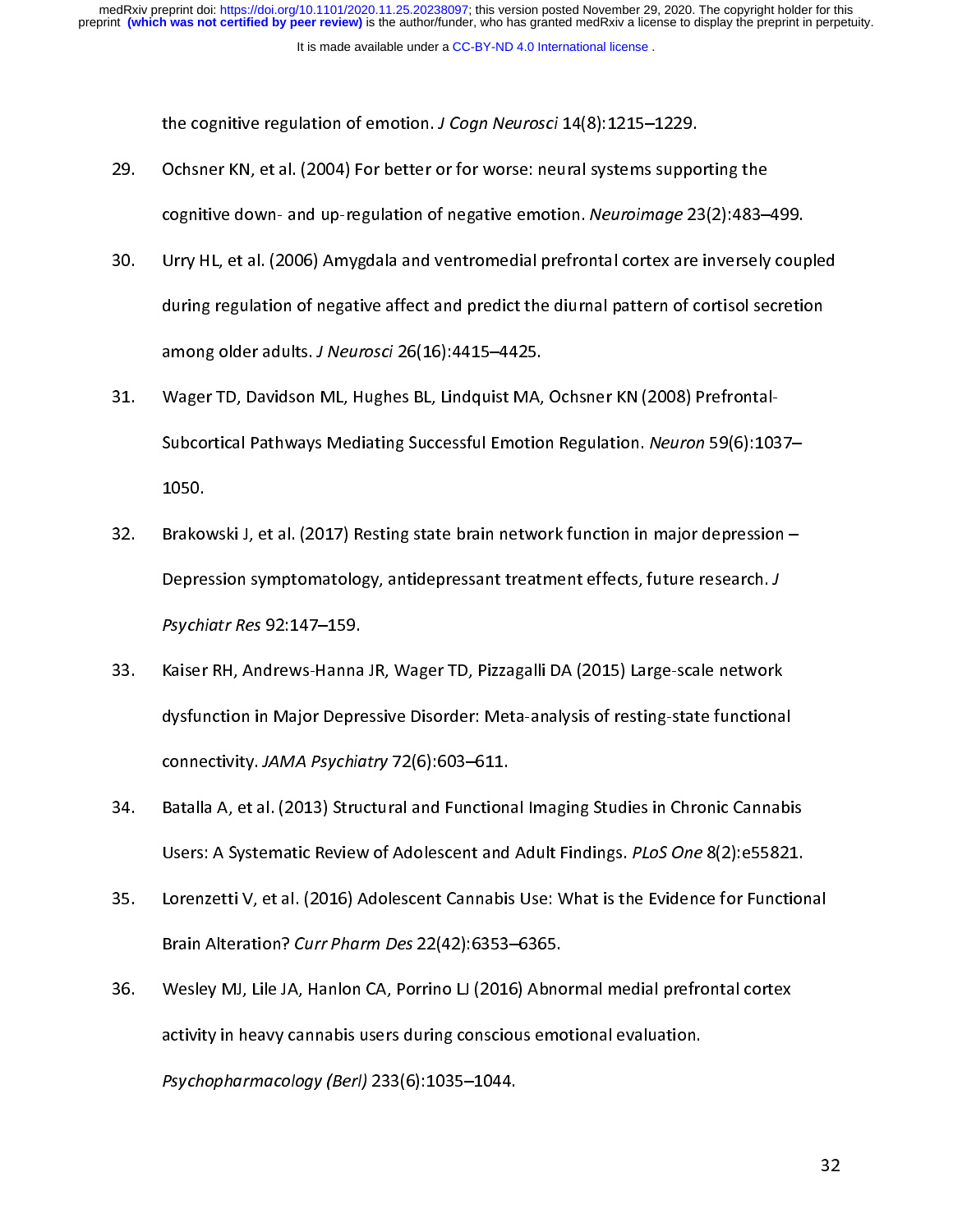the cognitive regulation of emotion. *J Cogn Neurosci* 14(8):1215–1229.

29. Ochsner KN, et al. (2004) For better or for worse: neural systems supporting the cognitive down- and up-regulation of negative emotion. *Neuroimage* 23(2):483–499.

30. Urry HL, et al. (2006) Amygdala and ventromedial prefrontal cortex are inversely coupled during regulation of negative affect and predict the diurnal pattern of cortisol secretion among older adults. *J Neurosci* 26(16):4415–4425.

31. Wager TD, Davidson ML, Hughes BL, Lindquist MA, Ochsner KN (2008) Prefrontal-Subcortical Pathways Mediating Successful Emotion Regulation. *Neuron* 59(6):1037–1050.

32. Brakowski J, et al. (2017) Resting state brain network function in major depression – Depression symptomatology, antidepressant treatment effects, future research. *J Psychiatr Res* 92:147–159.

33. Kaiser RH, Andrews-Hanna JR, Wager TD, Pizzagalli DA (2015) Large-scale network dysfunction in Major Depressive Disorder: Meta-analysis of resting-state functional connectivity. *JAMA Psychiatry* 72(6):603–611.

34. Batalla A, et al. (2013) Structural and Functional Imaging Studies in Chronic Cannabis Users: A Systematic Review of Adolescent and Adult Findings. *PLoS One* 8(2):e55821.

35. Lorenzetti V, et al. (2016) Adolescent Cannabis Use: What is the Evidence for Functional Brain Alteration? *Curr Pharm Des* 22(42):6353–6365.

36. Wesley MJ, Lile JA, Hanlon CA, Porrino LJ (2016) Abnormal medial prefrontal cortex activity in heavy cannabis users during conscious emotional evaluation. *Psychopharmacology (Berl)* 233(6):1035–1044.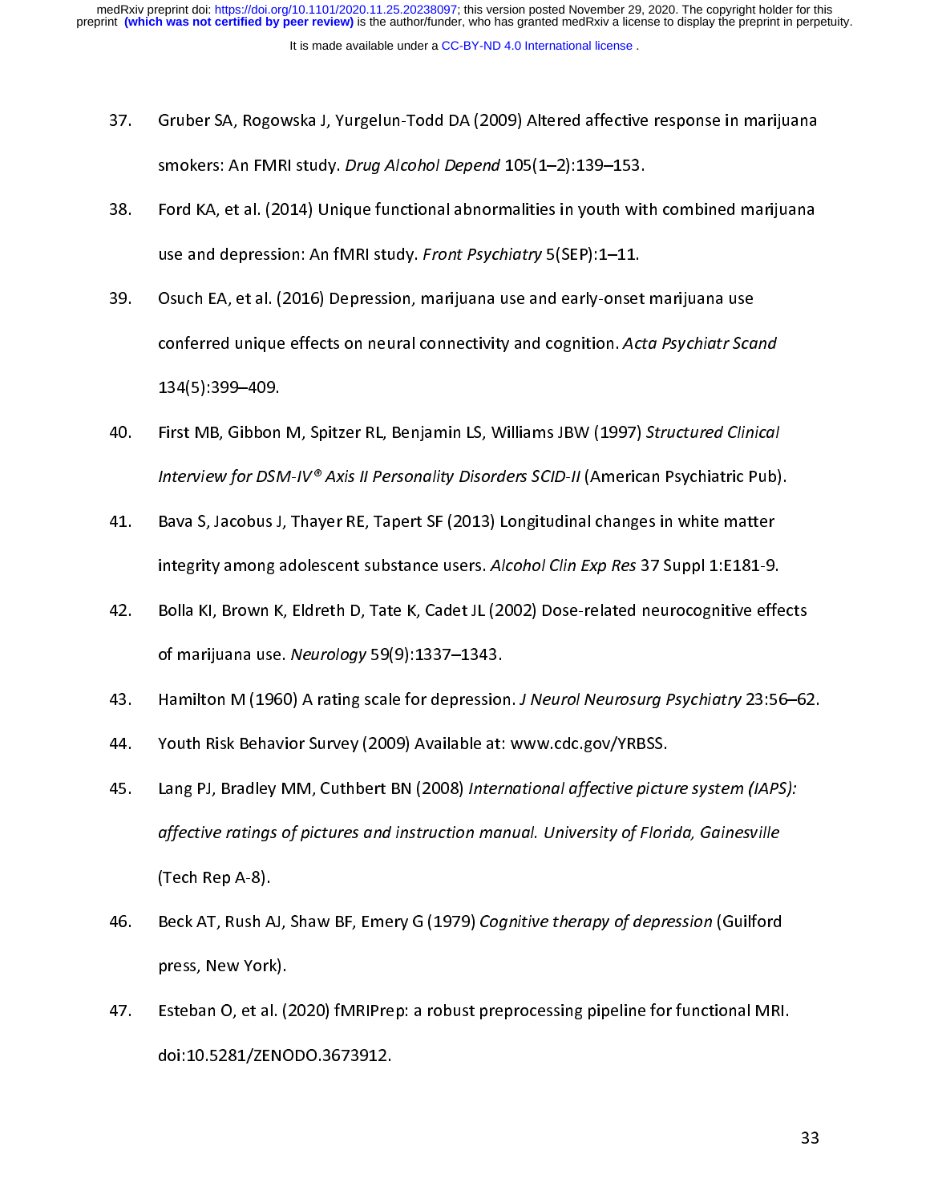37. Gruber SA, Rogowska J, Yurgelun-Todd DA (2009) Altered affective response in marijuana smokers: An FMRI study. *Drug Alcohol Depend* 105(1–2):139–153.

38. Ford KA, et al. (2014) Unique functional abnormalities in youth with combined marijuana use and depression: An fMRI study. *Front Psychiatry* 5(SEP):1–11.

39. Osuch EA, et al. (2016) Depression, marijuana use and early-onset marijuana use conferred unique effects on neural connectivity and cognition. *Acta Psychiatr Scand* 134(5):399–409.

40. First MB, Gibbon M, Spitzer RL, Benjamin LS, Williams JBW (1997) *Structured Clinical Interview for DSM-IV® Axis II Personality Disorders SCID-II* (American Psychiatric Pub).

41. Bava S, Jacobus J, Thayer RE, Tapert SF (2013) Longitudinal changes in white matter integrity among adolescent substance users. *Alcohol Clin Exp Res* 37 Suppl 1:E181-9.

42. Bolla KI, Brown K, Eldreth D, Tate K, Cadet JL (2002) Dose-related neurocognitive effects of marijuana use. *Neurology* 59(9):1337–1343.

43. Hamilton M (1960) A rating scale for depression. *J Neurol Neurosurg Psychiatry* 23:56–62.

44. Youth Risk Behavior Survey (2009) Available at: www.cdc.gov/YRBSS.

45. Lang PJ, Bradley MM, Cuthbert BN (2008) *International affective picture system (IAPS): affective ratings of pictures and instruction manual. University of Florida, Gainesville* (Tech Rep A-8).

46. Beck AT, Rush AJ, Shaw BF, Emery G (1979) *Cognitive therapy of depression* (Guilford press, New York).

47. Esteban O, et al. (2020) fMRIPrep: a robust preprocessing pipeline for functional MRI. doi:10.5281/ZENODO.3673912.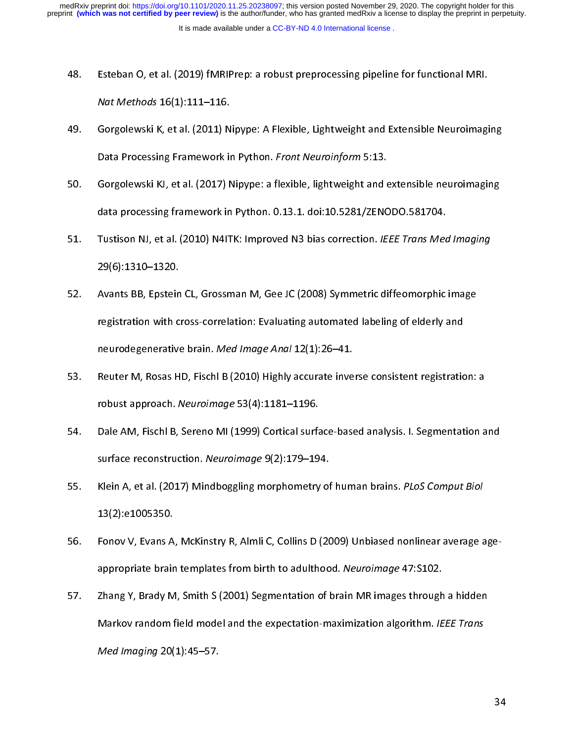48. Esteban O, et al. (2019) fMRIPrep: a robust preprocessing pipeline for functional MRI. *Nat Methods* 16(1):111–116.

49. Gorgolewski K, et al. (2011) Nipype: A Flexible, Lightweight and Extensible Neuroimaging Data Processing Framework in Python. *Front Neuroinform* 5:13.

50. Gorgolewski KJ, et al. (2017) Nipype: a flexible, lightweight and extensible neuroimaging data processing framework in Python. 0.13.1. doi:10.5281/ZENODO.581704.

51. Tustison NJ, et al. (2010) N4ITK: Improved N3 bias correction. *IEEE Trans Med Imaging* 29(6):1310–1320.

52. Avants BB, Epstein CL, Grossman M, Gee JC (2008) Symmetric diffeomorphic image registration with cross-correlation: Evaluating automated labeling of elderly and neurodegenerative brain. *Med Image Anal* 12(1):26–41.

53. Reuter M, Rosas HD, Fischl B (2010) Highly accurate inverse consistent registration: a robust approach. *Neuroimage* 53(4):1181–1196.

54. Dale AM, Fischl B, Sereno MI (1999) Cortical surface-based analysis. I. Segmentation and surface reconstruction. *Neuroimage* 9(2):179–194.

55. Klein A, et al. (2017) Mindboggling morphometry of human brains. *PLoS Comput Biol* 13(2):e1005350.

56. Fonov V, Evans A, McKinstry R, Almli C, Collins D (2009) Unbiased nonlinear average age-appropriate brain templates from birth to adulthood. *Neuroimage* 47:S102.

57. Zhang Y, Brady M, Smith S (2001) Segmentation of brain MR images through a hidden Markov random field model and the expectation-maximization algorithm. *IEEE Trans Med Imaging* 20(1):45–57.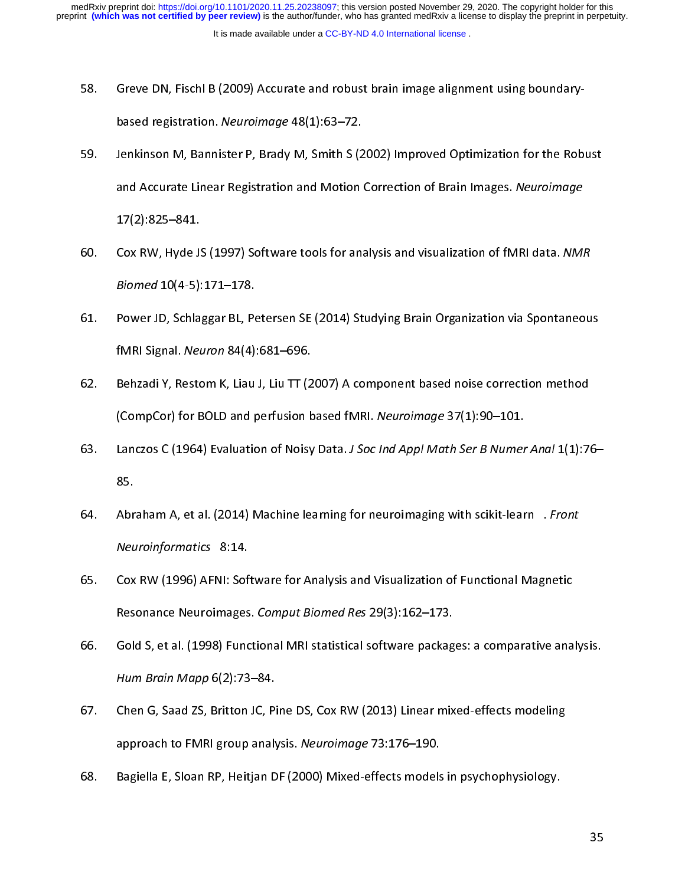58. Greve DN, Fischl B (2009) Accurate and robust brain image alignment using boundary-based registration. *Neuroimage* 48(1):63–72.

59. Jenkinson M, Bannister P, Brady M, Smith S (2002) Improved Optimization for the Robust and Accurate Linear Registration and Motion Correction of Brain Images. *Neuroimage* 17(2):825–841.

60. Cox RW, Hyde JS (1997) Software tools for analysis and visualization of fMRI data. *NMR Biomed* 10(4-5):171–178.

61. Power JD, Schlaggar BL, Petersen SE (2014) Studying Brain Organization via Spontaneous fMRI Signal. *Neuron* 84(4):681–696.

62. Behzadi Y, Restom K, Liau J, Liu TT (2007) A component based noise correction method (CompCor) for BOLD and perfusion based fMRI. *Neuroimage* 37(1):90–101.

63. Lanczos C (1964) Evaluation of Noisy Data. *J Soc Ind Appl Math Ser B Numer Anal* 1(1):76–85.

64. Abraham A, et al. (2014) Machine learning for neuroimaging with scikit-learn. *Front Neuroinformatics* 8:14.

65. Cox RW (1996) AFNI: Software for Analysis and Visualization of Functional Magnetic Resonance Neuroimages. *Comput Biomed Res* 29(3):162–173.

66. Gold S, et al. (1998) Functional MRI statistical software packages: a comparative analysis. *Hum Brain Mapp* 6(2):73–84.

67. Chen G, Saad ZS, Britton JC, Pine DS, Cox RW (2013) Linear mixed-effects modeling approach to FMRI group analysis. *Neuroimage* 73:176–190.

68. Bagiella E, Sloan RP, Heitjan DF (2000) Mixed-effects models in psychophysiology.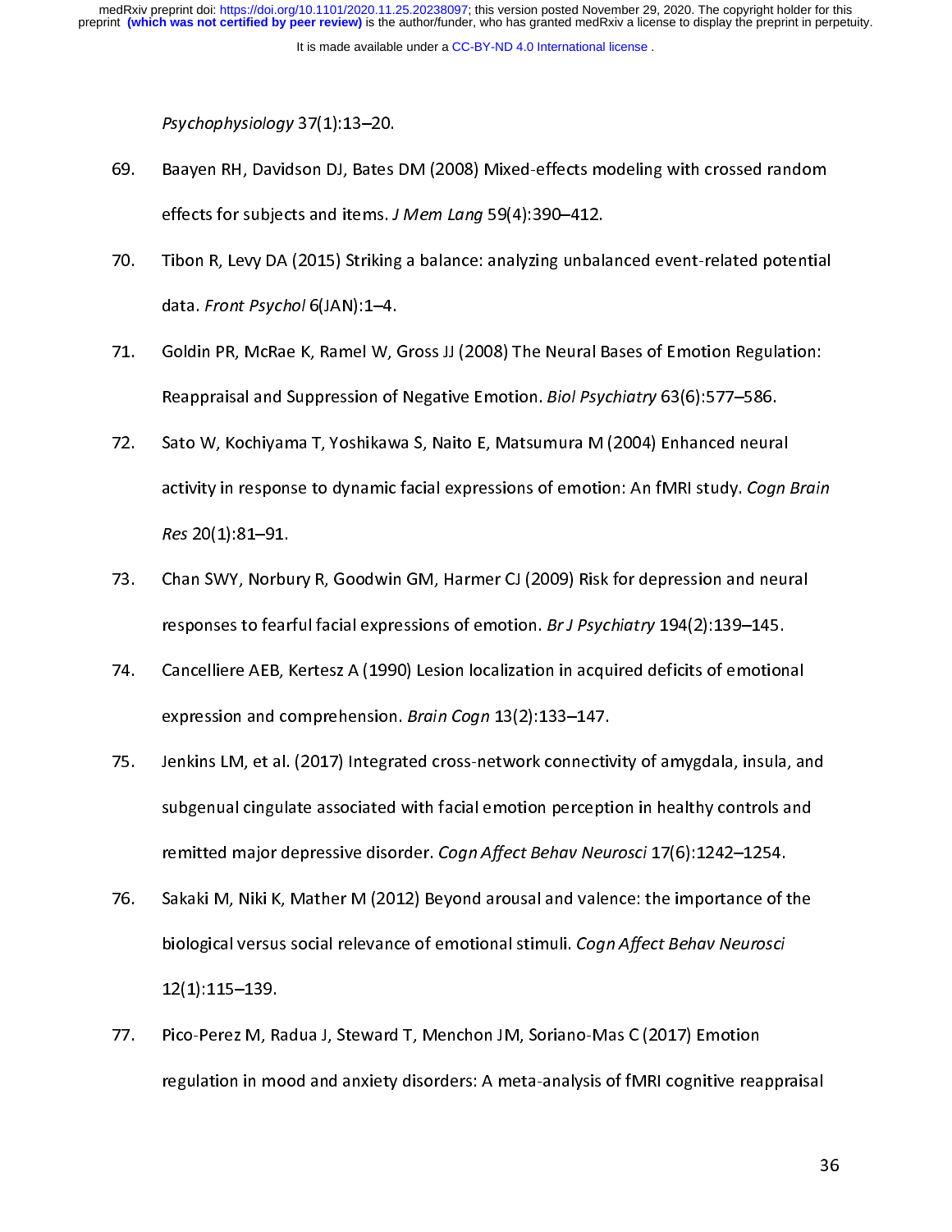*Psychophysiology* 37(1):13–20.

69. Baayen RH, Davidson DJ, Bates DM (2008) Mixed-effects modeling with crossed random effects for subjects and items. *J Mem Lang* 59(4):390–412.

70. Tibon R, Levy DA (2015) Striking a balance: analyzing unbalanced event-related potential data. *Front Psychol* 6(JAN):1–4.

71. Goldin PR, McRae K, Ramel W, Gross JJ (2008) The Neural Bases of Emotion Regulation: Reappraisal and Suppression of Negative Emotion. *Biol Psychiatry* 63(6):577–586.

72. Sato W, Kochiyama T, Yoshikawa S, Naito E, Matsumura M (2004) Enhanced neural activity in response to dynamic facial expressions of emotion: An fMRI study. *Cogn Brain Res* 20(1):81–91.

73. Chan SWY, Norbury R, Goodwin GM, Harmer CJ (2009) Risk for depression and neural responses to fearful facial expressions of emotion. *Br J Psychiatry* 194(2):139–145.

74. Cancelliere AEB, Kertesz A (1990) Lesion localization in acquired deficits of emotional expression and comprehension. *Brain Cogn* 13(2):133–147.

75. Jenkins LM, et al. (2017) Integrated cross-network connectivity of amygdala, insula, and subgenual cingulate associated with facial emotion perception in healthy controls and remitted major depressive disorder. *Cogn Affect Behav Neurosci* 17(6):1242–1254.

76. Sakaki M, Niki K, Mather M (2012) Beyond arousal and valence: the importance of the biological versus social relevance of emotional stimuli. *Cogn Affect Behav Neurosci* 12(1):115–139.

77. Pico-Perez M, Radua J, Steward T, Menchon JM, Soriano-Mas C (2017) Emotion regulation in mood and anxiety disorders: A meta-analysis of fMRI cognitive reappraisal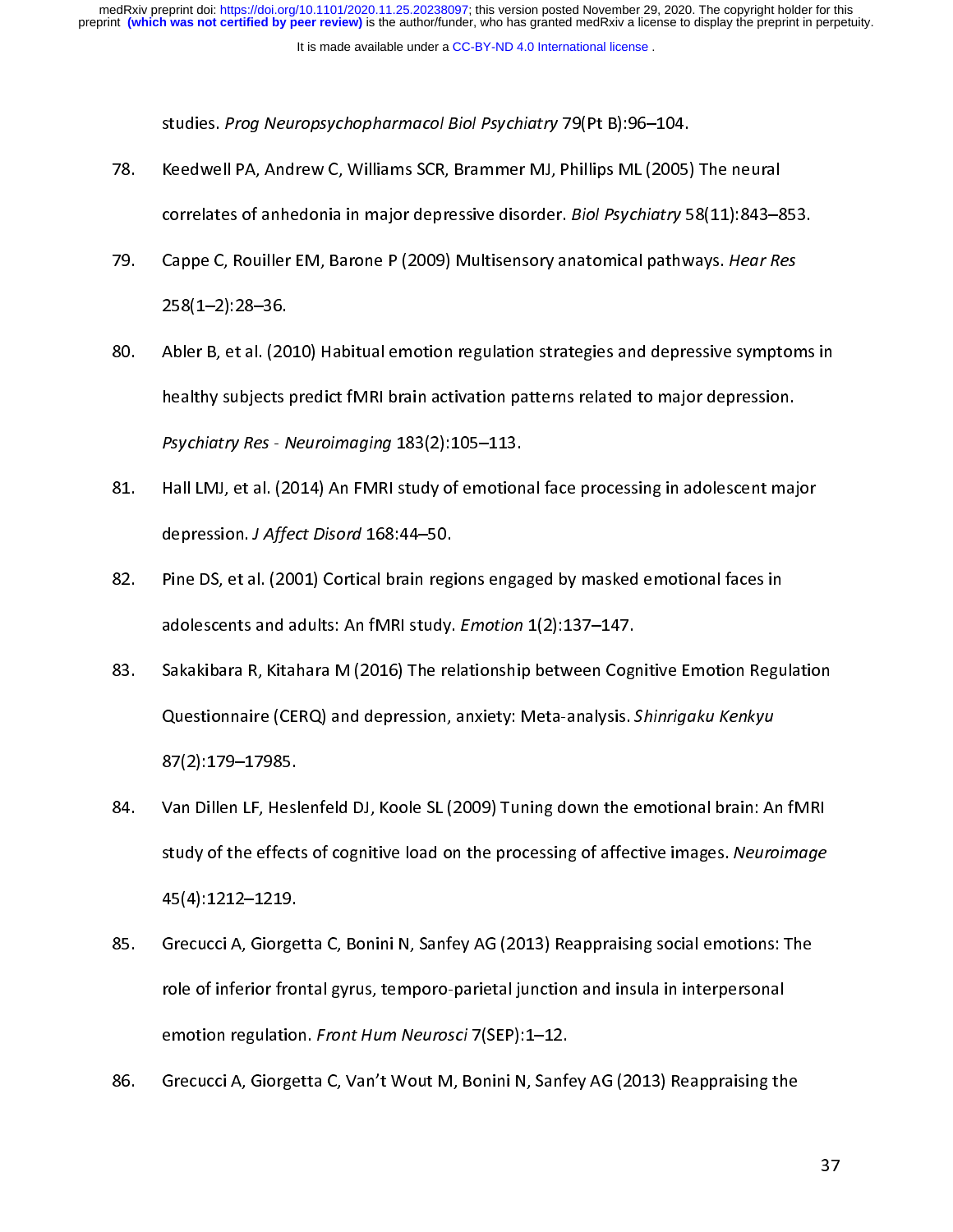studies. *Prog Neuropsychopharmacol Biol Psychiatry* 79(Pt B):96–104.

78. Keedwell PA, Andrew C, Williams SCR, Brammer MJ, Phillips ML (2005) The neural correlates of anhedonia in major depressive disorder. *Biol Psychiatry* 58(11):843–853.

79. Cappe C, Rouiller EM, Barone P (2009) Multisensory anatomical pathways. *Hear Res* 258(1–2):28–36.

80. Abler B, et al. (2010) Habitual emotion regulation strategies and depressive symptoms in healthy subjects predict fMRI brain activation patterns related to major depression. *Psychiatry Res - Neuroimaging* 183(2):105–113.

81. Hall LMJ, et al. (2014) An FMRI study of emotional face processing in adolescent major depression. *J Affect Disord* 168:44–50.

82. Pine DS, et al. (2001) Cortical brain regions engaged by masked emotional faces in adolescents and adults: An fMRI study. *Emotion* 1(2):137–147.

83. Sakakibara R, Kitahara M (2016) The relationship between Cognitive Emotion Regulation Questionnaire (CERQ) and depression, anxiety: Meta-analysis. *Shinrigaku Kenkyu* 87(2):179–17985.

84. Van Dillen LF, Heslenfeld DJ, Koole SL (2009) Tuning down the emotional brain: An fMRI study of the effects of cognitive load on the processing of affective images. *Neuroimage* 45(4):1212–1219.

85. Grecucci A, Giorgetta C, Bonini N, Sanfey AG (2013) Reappraising social emotions: The role of inferior frontal gyrus, temporo-parietal junction and insula in interpersonal emotion regulation. *Front Hum Neurosci* 7(SEP):1–12.

86. Grecucci A, Giorgetta C, Van't Wout M, Bonini N, Sanfey AG (2013) Reappraising the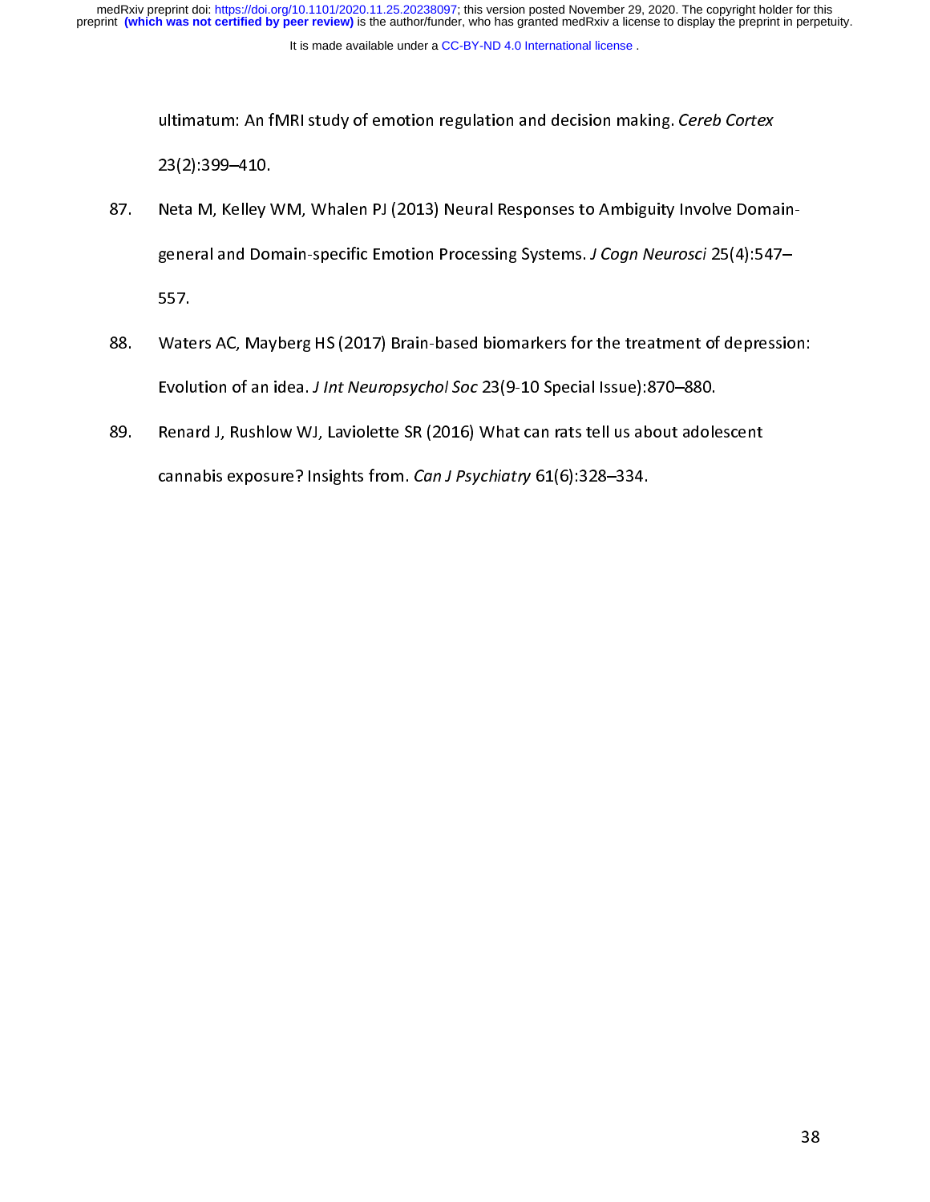ultimatum: An fMRI study of emotion regulation and decision making. *Cereb Cortex* 23(2):399–410.

87. Neta M, Kelley WM, Whalen PJ (2013) Neural Responses to Ambiguity Involve Domain-general and Domain-specific Emotion Processing Systems. *J Cogn Neurosci* 25(4):547–557.

88. Waters AC, Mayberg HS (2017) Brain-based biomarkers for the treatment of depression: Evolution of an idea. *J Int Neuropsychol Soc* 23(9-10 Special Issue):870–880.

89. Renard J, Rushlow WJ, Laviolette SR (2016) What can rats tell us about adolescent cannabis exposure? Insights from. *Can J Psychiatry* 61(6):328–334.